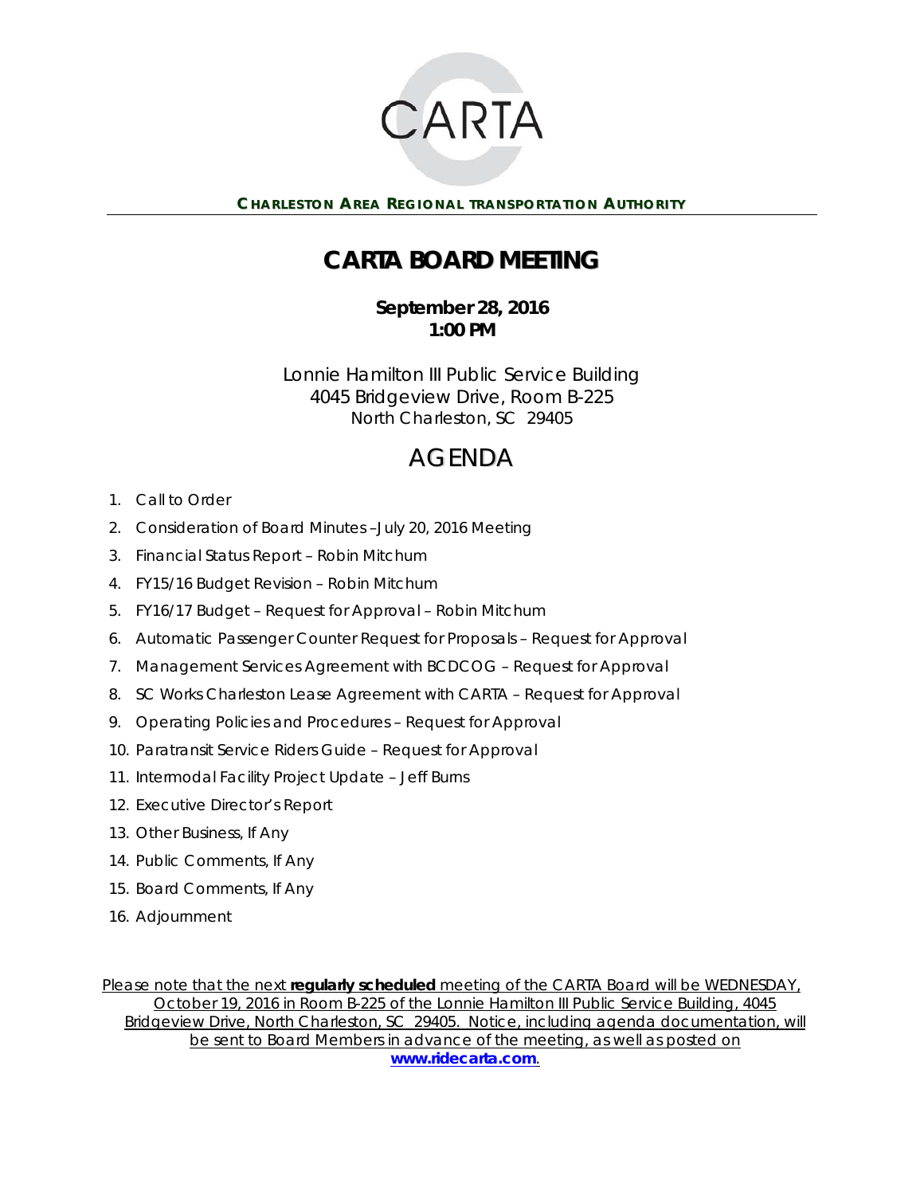CARTA

**CHARLESTON AREA REGIONAL TRANSPORTATION AUTHORITY**

# CARTA BOARD MEETING

**September 28, 2016**
**1:00 PM**

Lonnie Hamilton III Public Service Building
4045 Bridgeview Drive, Room B-225
North Charleston, SC 29405

## AGENDA

1. Call to Order
2. Consideration of Board Minutes –July 20, 2016 Meeting
3. Financial Status Report – Robin Mitchum
4. FY15/16 Budget Revision – Robin Mitchum
5. FY16/17 Budget – Request for Approval – Robin Mitchum
6. Automatic Passenger Counter Request for Proposals – Request for Approval
7. Management Services Agreement with BCDCOG – Request for Approval
8. SC Works Charleston Lease Agreement with CARTA – Request for Approval
9. Operating Policies and Procedures – Request for Approval
10. Paratransit Service Riders Guide – Request for Approval
11. Intermodal Facility Project Update – Jeff Burns
12. Executive Director's Report
13. Other Business, If Any
14. Public Comments, If Any
15. Board Comments, If Any
16. Adjournment

Please note that the next **regularly scheduled** meeting of the CARTA Board will be WEDNESDAY, October 19, 2016 in Room B-225 of the Lonnie Hamilton III Public Service Building, 4045 Bridgeview Drive, North Charleston, SC 29405. Notice, including agenda documentation, will be sent to Board Members in advance of the meeting, as well as posted on **www.ridecarta.com**.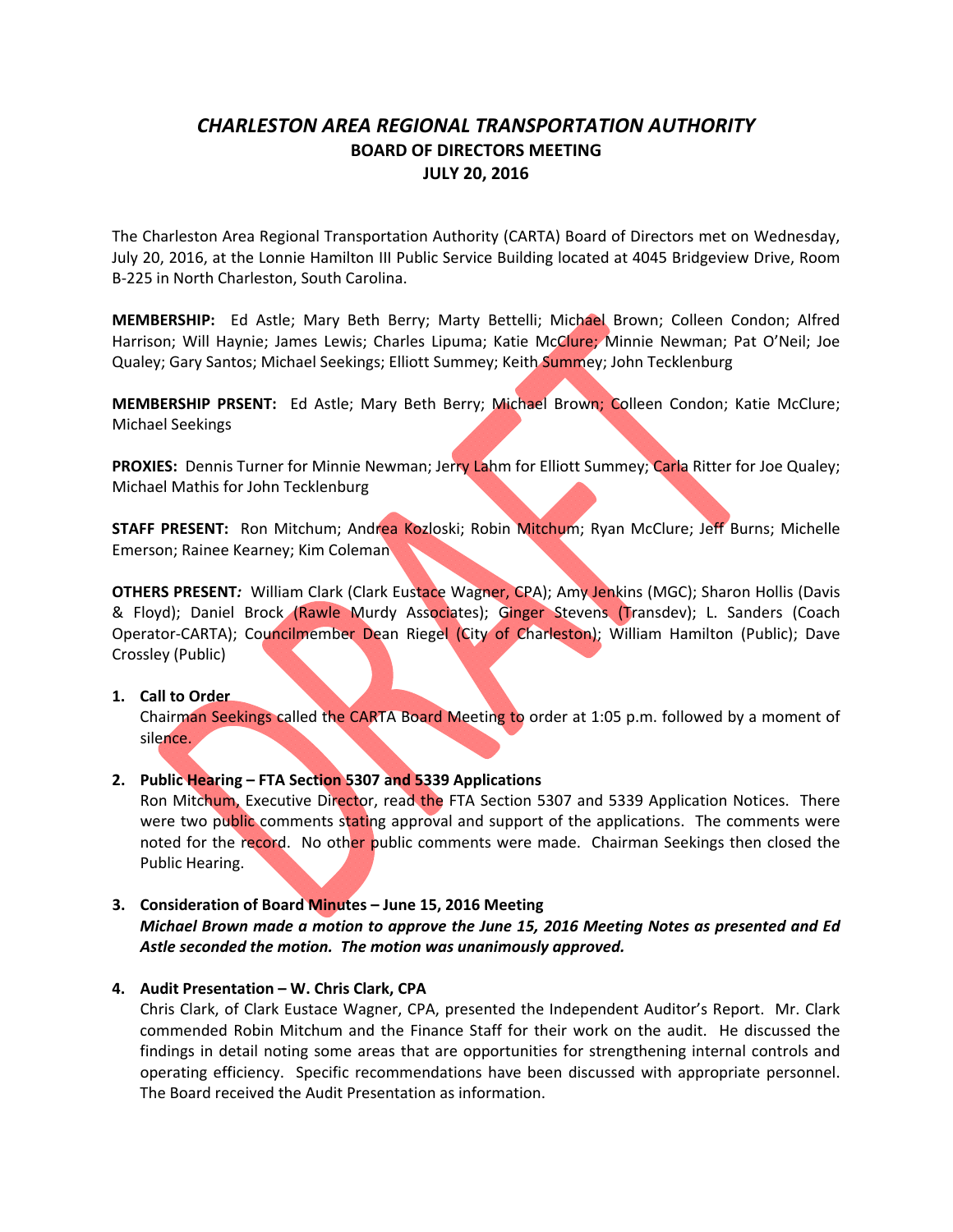# *CHARLESTON AREA REGIONAL TRANSPORTATION AUTHORITY*
## BOARD OF DIRECTORS MEETING
## JULY 20, 2016

The Charleston Area Regional Transportation Authority (CARTA) Board of Directors met on Wednesday, July 20, 2016, at the Lonnie Hamilton III Public Service Building located at 4045 Bridgeview Drive, Room B-225 in North Charleston, South Carolina.

**MEMBERSHIP:** Ed Astle; Mary Beth Berry; Marty Bettelli; Michael Brown; Colleen Condon; Alfred Harrison; Will Haynie; James Lewis; Charles Lipuma; Katie McClure; Minnie Newman; Pat O'Neil; Joe Qualey; Gary Santos; Michael Seekings; Elliott Summey; Keith Summey; John Tecklenburg

**MEMBERSHIP PRSENT:** Ed Astle; Mary Beth Berry; Michael Brown; Colleen Condon; Katie McClure; Michael Seekings

**PROXIES:** Dennis Turner for Minnie Newman; Jerry Lahm for Elliott Summey; Carla Ritter for Joe Qualey; Michael Mathis for John Tecklenburg

**STAFF PRESENT:** Ron Mitchum; Andrea Kozloski; Robin Mitchum; Ryan McClure; Jeff Burns; Michelle Emerson; Rainee Kearney; Kim Coleman

**OTHERS PRESENT***:* William Clark (Clark Eustace Wagner, CPA); Amy Jenkins (MGC); Sharon Hollis (Davis & Floyd); Daniel Brock (Rawle Murdy Associates); Ginger Stevens (Transdev); L. Sanders (Coach Operator-CARTA); Councilmember Dean Riegel (City of Charleston); William Hamilton (Public); Dave Crossley (Public)

1. **Call to Order**
   Chairman Seekings called the CARTA Board Meeting to order at 1:05 p.m. followed by a moment of silence.

2. **Public Hearing – FTA Section 5307 and 5339 Applications**
   Ron Mitchum, Executive Director, read the FTA Section 5307 and 5339 Application Notices. There were two public comments stating approval and support of the applications. The comments were noted for the record. No other public comments were made. Chairman Seekings then closed the Public Hearing.

3. **Consideration of Board Minutes – June 15, 2016 Meeting**
   ***Michael Brown made a motion to approve the June 15, 2016 Meeting Notes as presented and Ed Astle seconded the motion. The motion was unanimously approved.***

4. **Audit Presentation – W. Chris Clark, CPA**
   Chris Clark, of Clark Eustace Wagner, CPA, presented the Independent Auditor's Report. Mr. Clark commended Robin Mitchum and the Finance Staff for their work on the audit. He discussed the findings in detail noting some areas that are opportunities for strengthening internal controls and operating efficiency. Specific recommendations have been discussed with appropriate personnel. The Board received the Audit Presentation as information.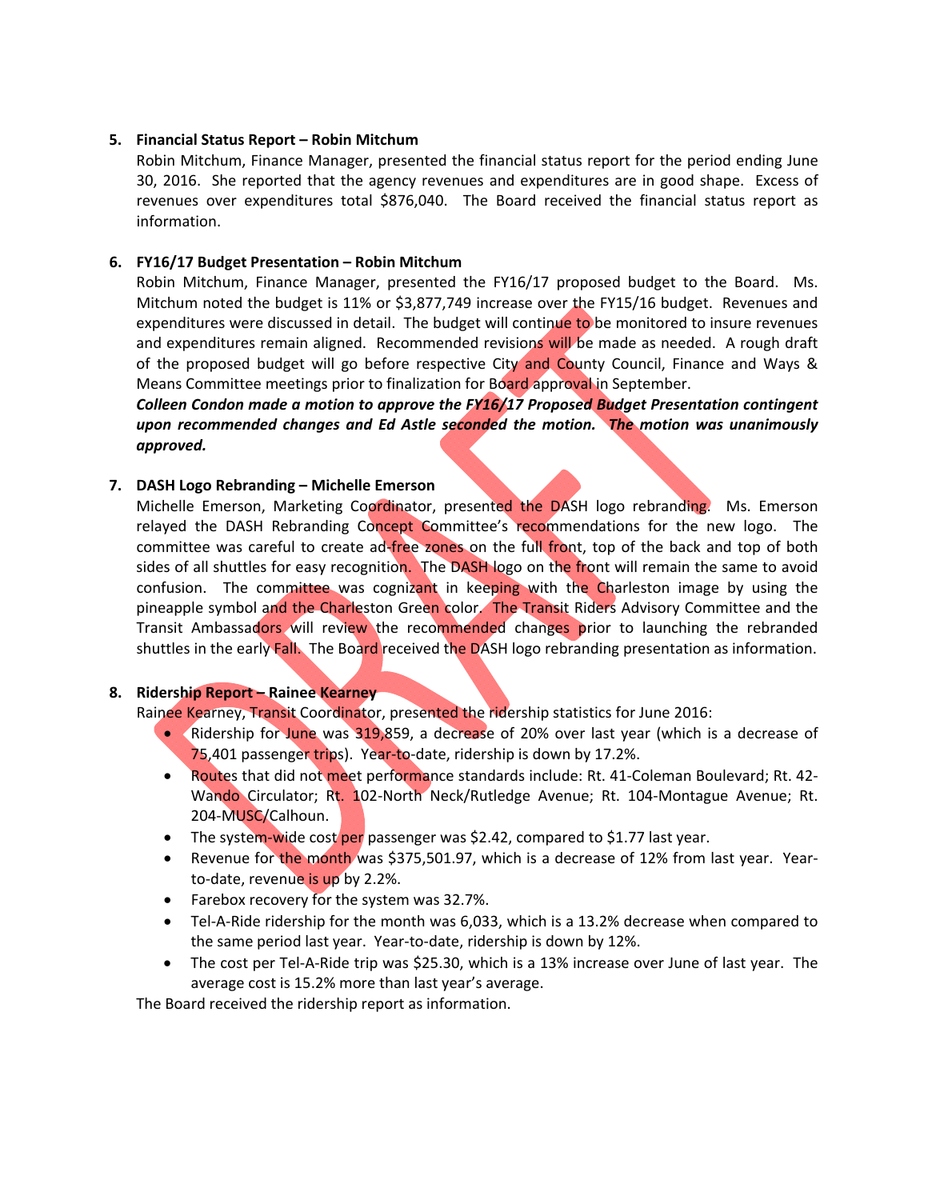5. **Financial Status Report – Robin Mitchum**

   Robin Mitchum, Finance Manager, presented the financial status report for the period ending June 30, 2016. She reported that the agency revenues and expenditures are in good shape. Excess of revenues over expenditures total $876,040. The Board received the financial status report as information.

6. **FY16/17 Budget Presentation – Robin Mitchum**

   Robin Mitchum, Finance Manager, presented the FY16/17 proposed budget to the Board. Ms. Mitchum noted the budget is 11% or $3,877,749 increase over the FY15/16 budget. Revenues and expenditures were discussed in detail. The budget will continue to be monitored to insure revenues and expenditures remain aligned. Recommended revisions will be made as needed. A rough draft of the proposed budget will go before respective City and County Council, Finance and Ways & Means Committee meetings prior to finalization for Board approval in September.

   ***Colleen Condon made a motion to approve the FY16/17 Proposed Budget Presentation contingent upon recommended changes and Ed Astle seconded the motion. The motion was unanimously approved.***

7. **DASH Logo Rebranding – Michelle Emerson**

   Michelle Emerson, Marketing Coordinator, presented the DASH logo rebranding. Ms. Emerson relayed the DASH Rebranding Concept Committee's recommendations for the new logo. The committee was careful to create ad-free zones on the full front, top of the back and top of both sides of all shuttles for easy recognition. The DASH logo on the front will remain the same to avoid confusion. The committee was cognizant in keeping with the Charleston image by using the pineapple symbol and the Charleston Green color. The Transit Riders Advisory Committee and the Transit Ambassadors will review the recommended changes prior to launching the rebranded shuttles in the early Fall. The Board received the DASH logo rebranding presentation as information.

8. **Ridership Report – Rainee Kearney**

   Rainee Kearney, Transit Coordinator, presented the ridership statistics for June 2016:

   - Ridership for June was 319,859, a decrease of 20% over last year (which is a decrease of 75,401 passenger trips). Year-to-date, ridership is down by 17.2%.
   - Routes that did not meet performance standards include: Rt. 41-Coleman Boulevard; Rt. 42-Wando Circulator; Rt. 102-North Neck/Rutledge Avenue; Rt. 104-Montague Avenue; Rt. 204-MUSC/Calhoun.
   - The system-wide cost per passenger was $2.42, compared to $1.77 last year.
   - Revenue for the month was $375,501.97, which is a decrease of 12% from last year. Year-to-date, revenue is up by 2.2%.
   - Farebox recovery for the system was 32.7%.
   - Tel-A-Ride ridership for the month was 6,033, which is a 13.2% decrease when compared to the same period last year. Year-to-date, ridership is down by 12%.
   - The cost per Tel-A-Ride trip was $25.30, which is a 13% increase over June of last year. The average cost is 15.2% more than last year's average.

   The Board received the ridership report as information.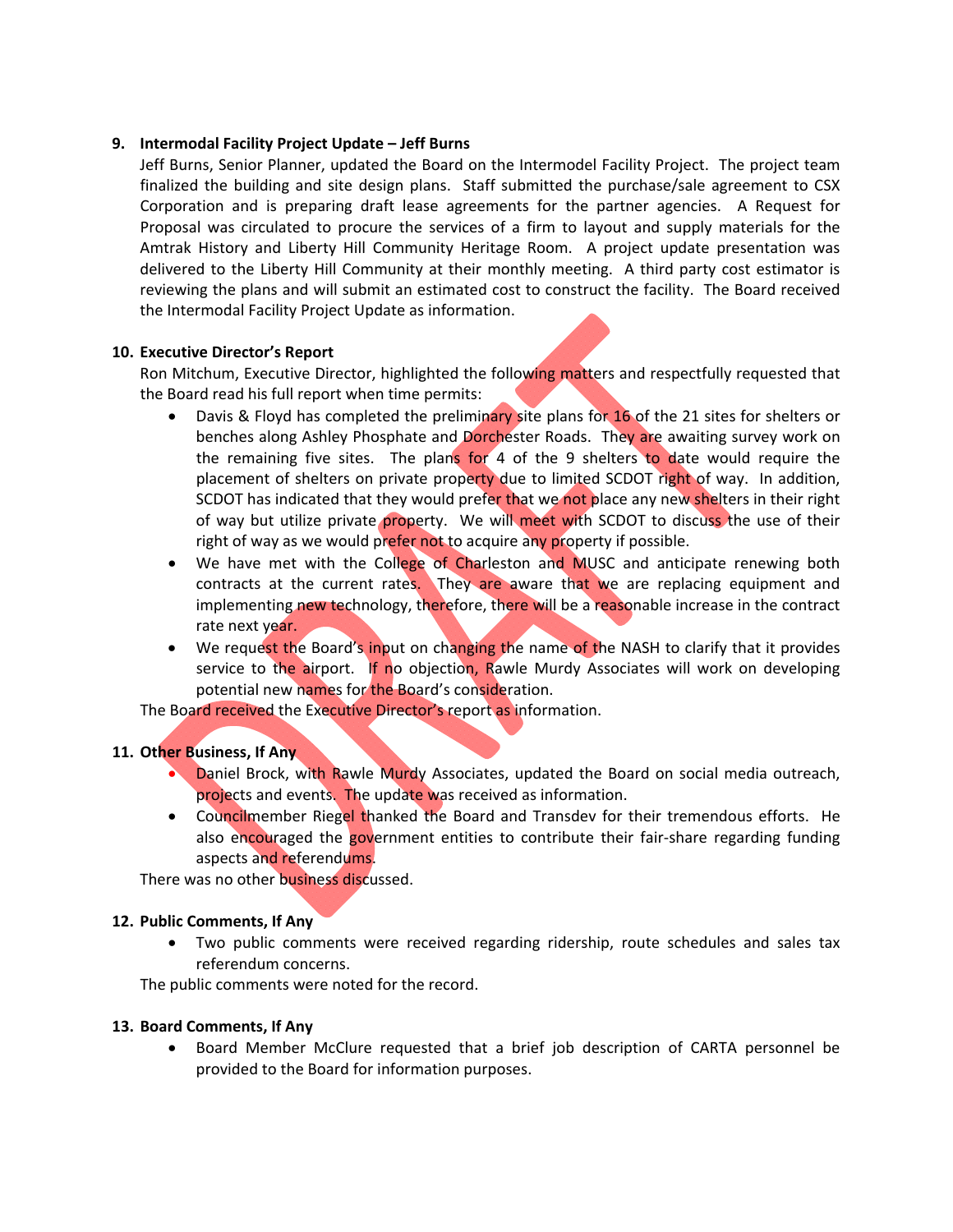**9. Intermodal Facility Project Update – Jeff Burns**

Jeff Burns, Senior Planner, updated the Board on the Intermodel Facility Project. The project team finalized the building and site design plans. Staff submitted the purchase/sale agreement to CSX Corporation and is preparing draft lease agreements for the partner agencies. A Request for Proposal was circulated to procure the services of a firm to layout and supply materials for the Amtrak History and Liberty Hill Community Heritage Room. A project update presentation was delivered to the Liberty Hill Community at their monthly meeting. A third party cost estimator is reviewing the plans and will submit an estimated cost to construct the facility. The Board received the Intermodal Facility Project Update as information.

**10. Executive Director's Report**

Ron Mitchum, Executive Director, highlighted the following matters and respectfully requested that the Board read his full report when time permits:

- Davis & Floyd has completed the preliminary site plans for 16 of the 21 sites for shelters or benches along Ashley Phosphate and Dorchester Roads. They are awaiting survey work on the remaining five sites. The plans for 4 of the 9 shelters to date would require the placement of shelters on private property due to limited SCDOT right of way. In addition, SCDOT has indicated that they would prefer that we not place any new shelters in their right of way but utilize private property. We will meet with SCDOT to discuss the use of their right of way as we would prefer not to acquire any property if possible.
- We have met with the College of Charleston and MUSC and anticipate renewing both contracts at the current rates. They are aware that we are replacing equipment and implementing new technology, therefore, there will be a reasonable increase in the contract rate next year.
- We request the Board's input on changing the name of the NASH to clarify that it provides service to the airport. If no objection, Rawle Murdy Associates will work on developing potential new names for the Board's consideration.

The Board received the Executive Director's report as information.

**11. Other Business, If Any**

- Daniel Brock, with Rawle Murdy Associates, updated the Board on social media outreach, projects and events. The update was received as information.
- Councilmember Riegel thanked the Board and Transdev for their tremendous efforts. He also encouraged the government entities to contribute their fair-share regarding funding aspects and referendums.

There was no other business discussed.

**12. Public Comments, If Any**

- Two public comments were received regarding ridership, route schedules and sales tax referendum concerns.

The public comments were noted for the record.

**13. Board Comments, If Any**

- Board Member McClure requested that a brief job description of CARTA personnel be provided to the Board for information purposes.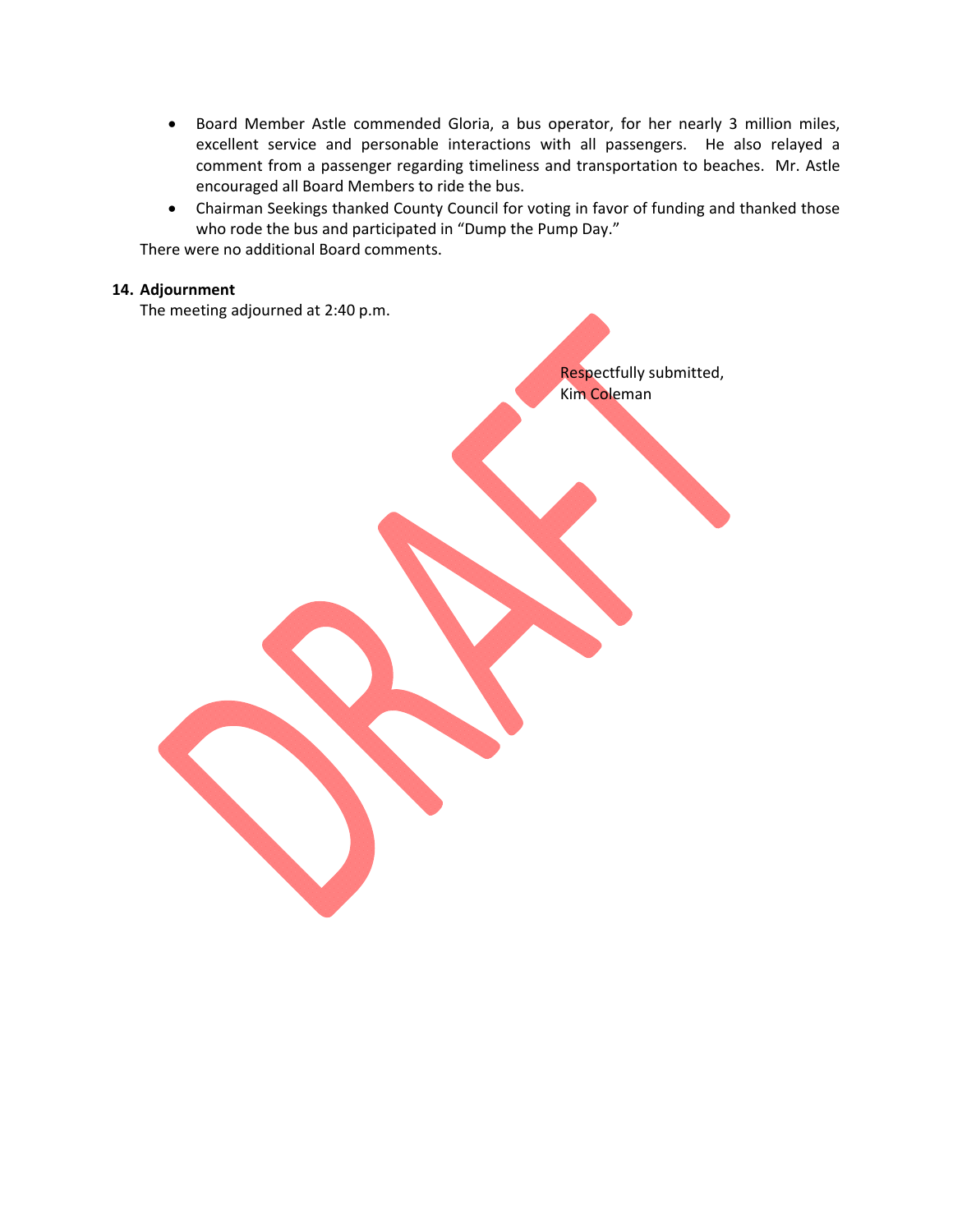- Board Member Astle commended Gloria, a bus operator, for her nearly 3 million miles, excellent service and personable interactions with all passengers. He also relayed a comment from a passenger regarding timeliness and transportation to beaches. Mr. Astle encouraged all Board Members to ride the bus.
- Chairman Seekings thanked County Council for voting in favor of funding and thanked those who rode the bus and participated in "Dump the Pump Day."

There were no additional Board comments.

**14. Adjournment**

The meeting adjourned at 2:40 p.m.

Respectfully submitted,
Kim Coleman

DRAFT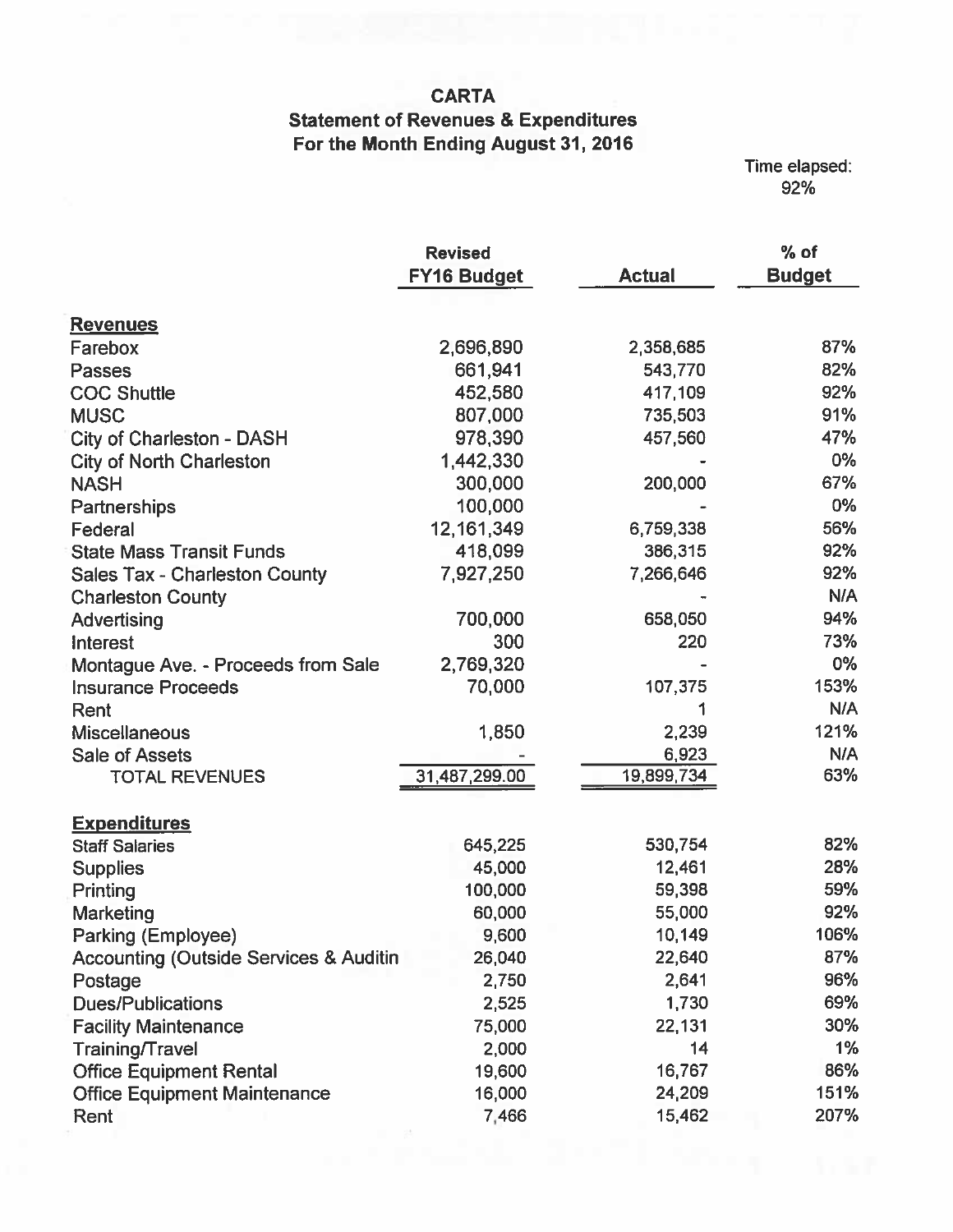# CARTA

## Statement of Revenues & Expenditures

### For the Month Ending August 31, 2016

Time elapsed:
92%

| | Revised FY16 Budget | Actual | % of Budget |
|---|---|---|---|
| **Revenues** | | | |
| Farebox | 2,696,890 | 2,358,685 | 87% |
| Passes | 661,941 | 543,770 | 82% |
| COC Shuttle | 452,580 | 417,109 | 92% |
| MUSC | 807,000 | 735,503 | 91% |
| City of Charleston - DASH | 978,390 | 457,560 | 47% |
| City of North Charleston | 1,442,330 | - | 0% |
| NASH | 300,000 | 200,000 | 67% |
| Partnerships | 100,000 | - | 0% |
| Federal | 12,161,349 | 6,759,338 | 56% |
| State Mass Transit Funds | 418,099 | 386,315 | 92% |
| Sales Tax - Charleston County | 7,927,250 | 7,266,646 | 92% |
| Charleston County | | - | N/A |
| Advertising | 700,000 | 658,050 | 94% |
| Interest | 300 | 220 | 73% |
| Montague Ave. - Proceeds from Sale | 2,769,320 | - | 0% |
| Insurance Proceeds | 70,000 | 107,375 | 153% |
| Rent | | 1 | N/A |
| Miscellaneous | 1,850 | 2,239 | 121% |
| Sale of Assets | - | 6,923 | N/A |
| TOTAL REVENUES | 31,487,299.00 | 19,899,734 | 63% |
| **Expenditures** | | | |
| Staff Salaries | 645,225 | 530,754 | 82% |
| Supplies | 45,000 | 12,461 | 28% |
| Printing | 100,000 | 59,398 | 59% |
| Marketing | 60,000 | 55,000 | 92% |
| Parking (Employee) | 9,600 | 10,149 | 106% |
| Accounting (Outside Services & Auditin | 26,040 | 22,640 | 87% |
| Postage | 2,750 | 2,641 | 96% |
| Dues/Publications | 2,525 | 1,730 | 69% |
| Facility Maintenance | 75,000 | 22,131 | 30% |
| Training/Travel | 2,000 | 14 | 1% |
| Office Equipment Rental | 19,600 | 16,767 | 86% |
| Office Equipment Maintenance | 16,000 | 24,209 | 151% |
| Rent | 7,466 | 15,462 | 207% |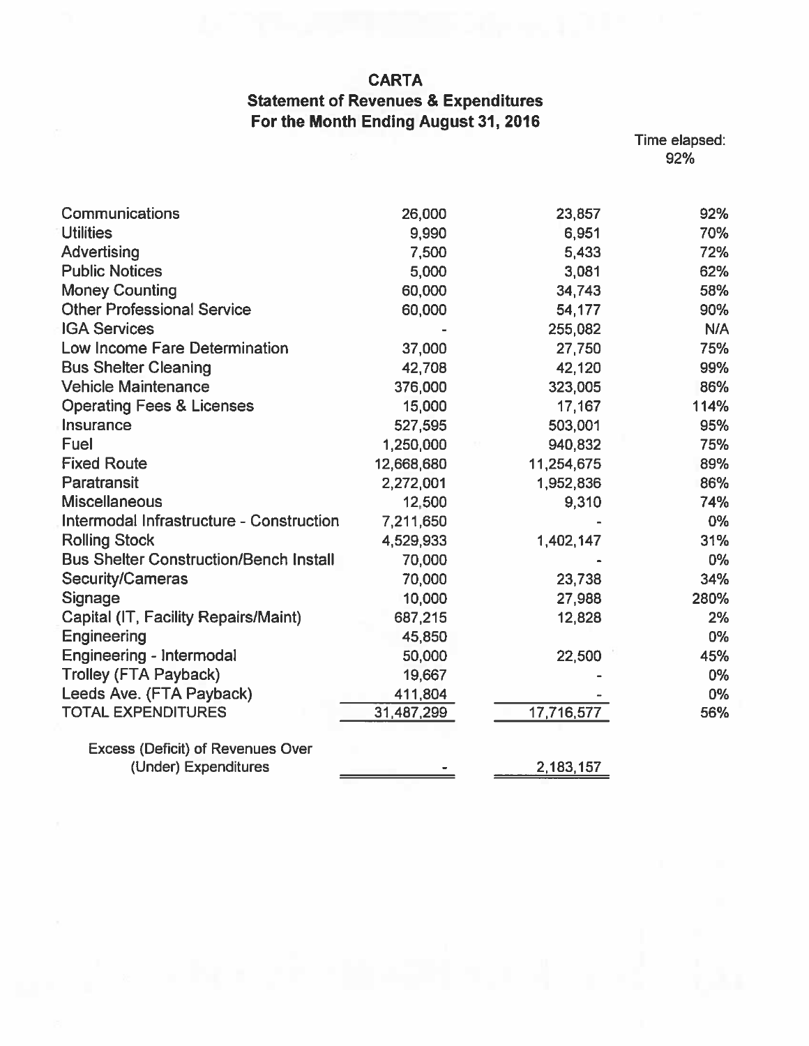# CARTA
## Statement of Revenues & Expenditures
## For the Month Ending August 31, 2016

Time elapsed: 92%

| | | | |
|---|---|---|---|
| Communications | 26,000 | 23,857 | 92% |
| Utilities | 9,990 | 6,951 | 70% |
| Advertising | 7,500 | 5,433 | 72% |
| Public Notices | 5,000 | 3,081 | 62% |
| Money Counting | 60,000 | 34,743 | 58% |
| Other Professional Service | 60,000 | 54,177 | 90% |
| IGA Services | - | 255,082 | N/A |
| Low Income Fare Determination | 37,000 | 27,750 | 75% |
| Bus Shelter Cleaning | 42,708 | 42,120 | 99% |
| Vehicle Maintenance | 376,000 | 323,005 | 86% |
| Operating Fees & Licenses | 15,000 | 17,167 | 114% |
| Insurance | 527,595 | 503,001 | 95% |
| Fuel | 1,250,000 | 940,832 | 75% |
| Fixed Route | 12,668,680 | 11,254,675 | 89% |
| Paratransit | 2,272,001 | 1,952,836 | 86% |
| Miscellaneous | 12,500 | 9,310 | 74% |
| Intermodal Infrastructure - Construction | 7,211,650 | - | 0% |
| Rolling Stock | 4,529,933 | 1,402,147 | 31% |
| Bus Shelter Construction/Bench Install | 70,000 | - | 0% |
| Security/Cameras | 70,000 | 23,738 | 34% |
| Signage | 10,000 | 27,988 | 280% |
| Capital (IT, Facility Repairs/Maint) | 687,215 | 12,828 | 2% |
| Engineering | 45,850 | | 0% |
| Engineering - Intermodal | 50,000 | 22,500 | 45% |
| Trolley (FTA Payback) | 19,667 | - | 0% |
| Leeds Ave. (FTA Payback) | 411,804 | - | 0% |
| TOTAL EXPENDITURES | 31,487,299 | 17,716,577 | 56% |
| | | | |
| Excess (Deficit) of Revenues Over (Under) Expenditures | - | 2,183,157 | |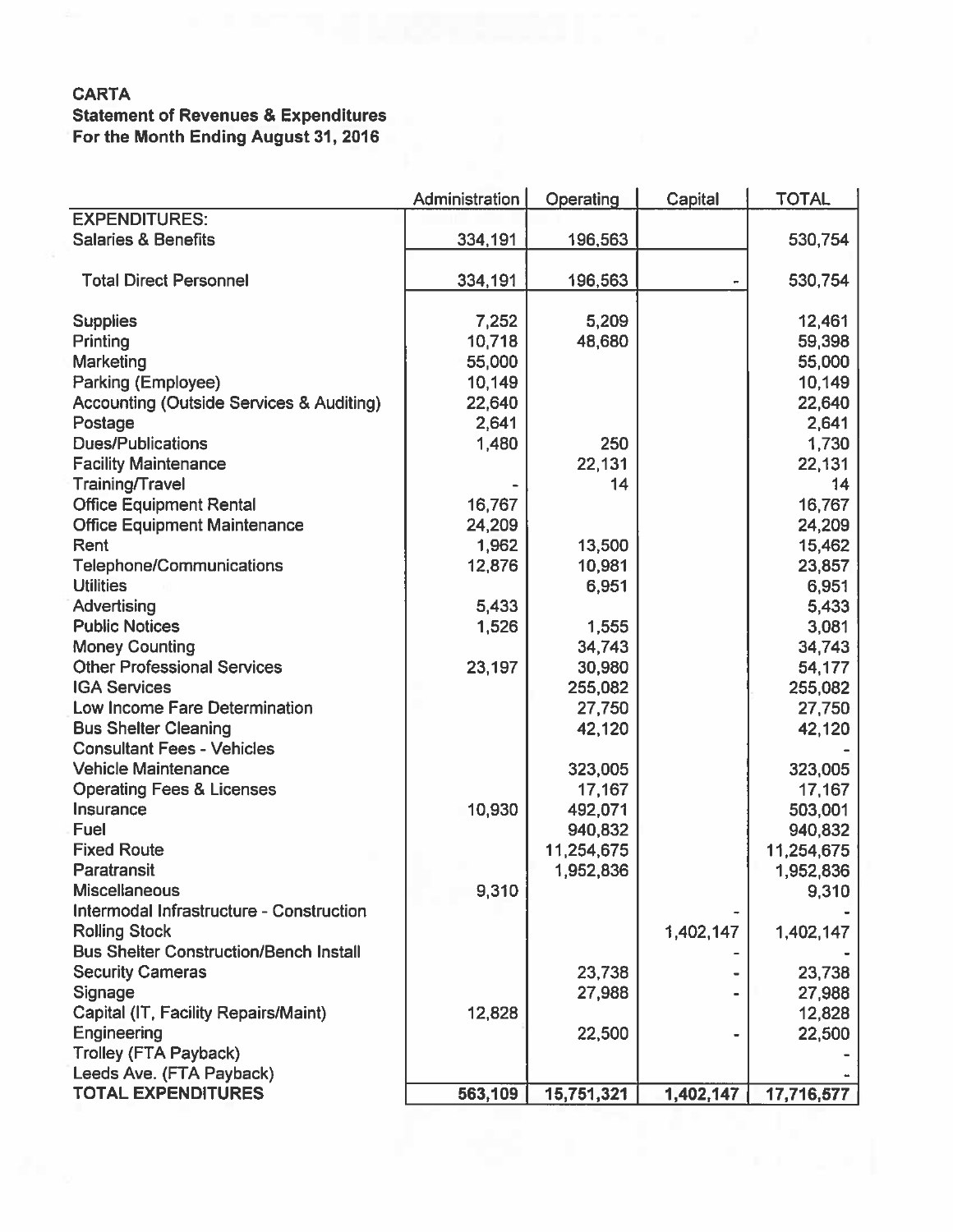**CARTA**
**Statement of Revenues & Expenditures**
**For the Month Ending August 31, 2016**

| | Administration | Operating | Capital | TOTAL |
|---|---|---|---|---|
| **EXPENDITURES:** | | | | |
| Salaries & Benefits | 334,191 | 196,563 | | 530,754 |
| Total Direct Personnel | 334,191 | 196,563 | - | 530,754 |
| Supplies | 7,252 | 5,209 | | 12,461 |
| Printing | 10,718 | 48,680 | | 59,398 |
| Marketing | 55,000 | | | 55,000 |
| Parking (Employee) | 10,149 | | | 10,149 |
| Accounting (Outside Services & Auditing) | 22,640 | | | 22,640 |
| Postage | 2,641 | | | 2,641 |
| Dues/Publications | 1,480 | 250 | | 1,730 |
| Facility Maintenance | | 22,131 | | 22,131 |
| Training/Travel | - | 14 | | 14 |
| Office Equipment Rental | 16,767 | | | 16,767 |
| Office Equipment Maintenance | 24,209 | | | 24,209 |
| Rent | 1,962 | 13,500 | | 15,462 |
| Telephone/Communications | 12,876 | 10,981 | | 23,857 |
| Utilities | | 6,951 | | 6,951 |
| Advertising | 5,433 | | | 5,433 |
| Public Notices | 1,526 | 1,555 | | 3,081 |
| Money Counting | | 34,743 | | 34,743 |
| Other Professional Services | 23,197 | 30,980 | | 54,177 |
| IGA Services | | 255,082 | | 255,082 |
| Low Income Fare Determination | | 27,750 | | 27,750 |
| Bus Shelter Cleaning | | 42,120 | | 42,120 |
| Consultant Fees - Vehicles | | | | - |
| Vehicle Maintenance | | 323,005 | | 323,005 |
| Operating Fees & Licenses | | 17,167 | | 17,167 |
| Insurance | 10,930 | 492,071 | | 503,001 |
| Fuel | | 940,832 | | 940,832 |
| Fixed Route | | 11,254,675 | | 11,254,675 |
| Paratransit | | 1,952,836 | | 1,952,836 |
| Miscellaneous | 9,310 | | | 9,310 |
| Intermodal Infrastructure - Construction | | | - | - |
| Rolling Stock | | | 1,402,147 | 1,402,147 |
| Bus Shelter Construction/Bench Install | | | - | - |
| Security Cameras | | 23,738 | - | 23,738 |
| Signage | | 27,988 | - | 27,988 |
| Capital (IT, Facility Repairs/Maint) | 12,828 | | | 12,828 |
| Engineering | | 22,500 | - | 22,500 |
| Trolley (FTA Payback) | | | | - |
| Leeds Ave. (FTA Payback) | | | | - |
| **TOTAL EXPENDITURES** | **563,109** | **15,751,321** | **1,402,147** | **17,716,577** |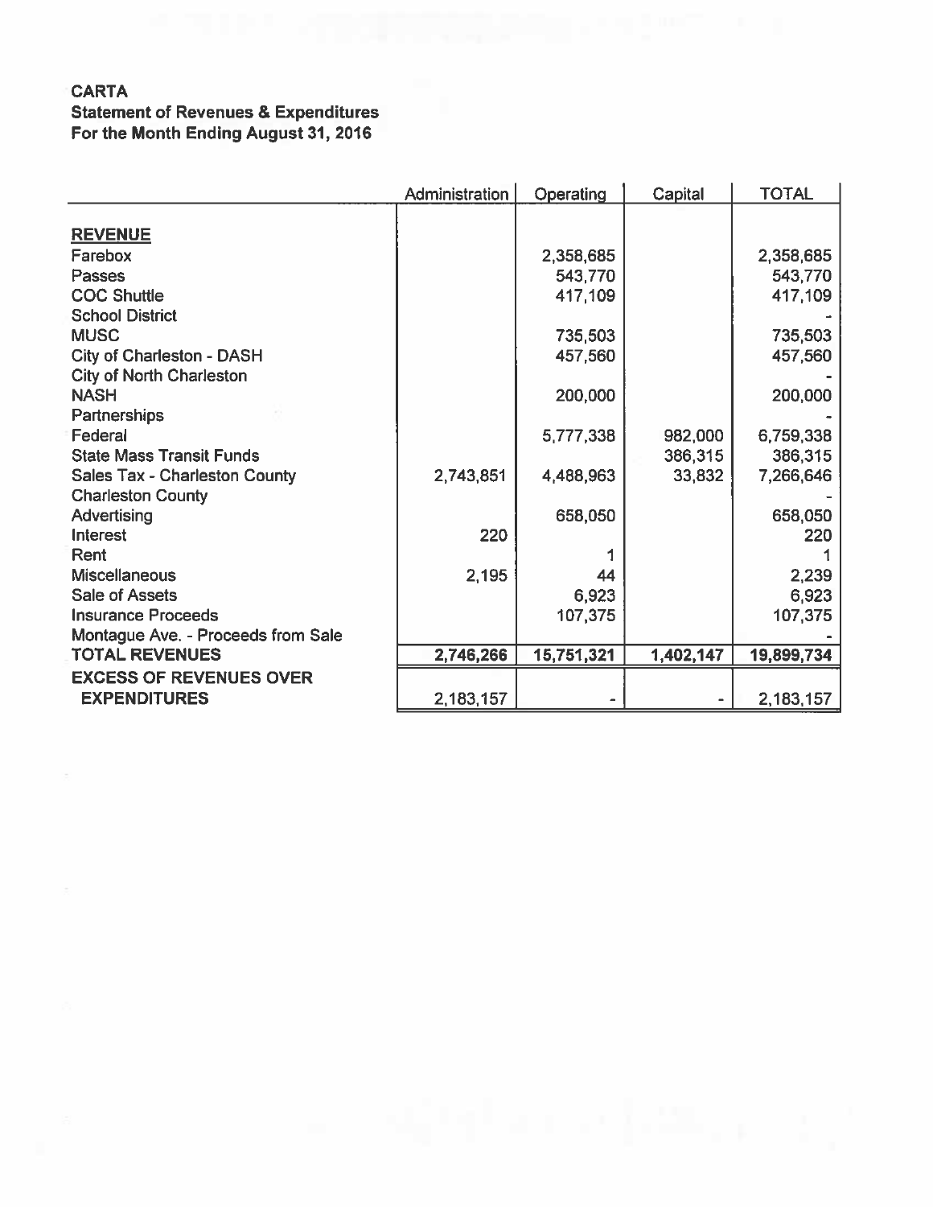**CARTA**
**Statement of Revenues & Expenditures**
**For the Month Ending August 31, 2016**

| | Administration | Operating | Capital | TOTAL |
|---|---|---|---|---|
| **REVENUE** | | | | |
| Farebox | | 2,358,685 | | 2,358,685 |
| Passes | | 543,770 | | 543,770 |
| COC Shuttle | | 417,109 | | 417,109 |
| School District | | | | - |
| MUSC | | 735,503 | | 735,503 |
| City of Charleston - DASH | | 457,560 | | 457,560 |
| City of North Charleston | | | | - |
| NASH | | 200,000 | | 200,000 |
| Partnerships | | | | - |
| Federal | | 5,777,338 | 982,000 | 6,759,338 |
| State Mass Transit Funds | | | 386,315 | 386,315 |
| Sales Tax - Charleston County | 2,743,851 | 4,488,963 | 33,832 | 7,266,646 |
| Charleston County | | | | - |
| Advertising | | 658,050 | | 658,050 |
| Interest | 220 | | | 220 |
| Rent | | 1 | | 1 |
| Miscellaneous | 2,195 | 44 | | 2,239 |
| Sale of Assets | | 6,923 | | 6,923 |
| Insurance Proceeds | | 107,375 | | 107,375 |
| Montague Ave. - Proceeds from Sale | | | | - |
| **TOTAL REVENUES** | **2,746,266** | **15,751,321** | **1,402,147** | **19,899,734** |
| **EXCESS OF REVENUES OVER EXPENDITURES** | 2,183,157 | - | - | 2,183,157 |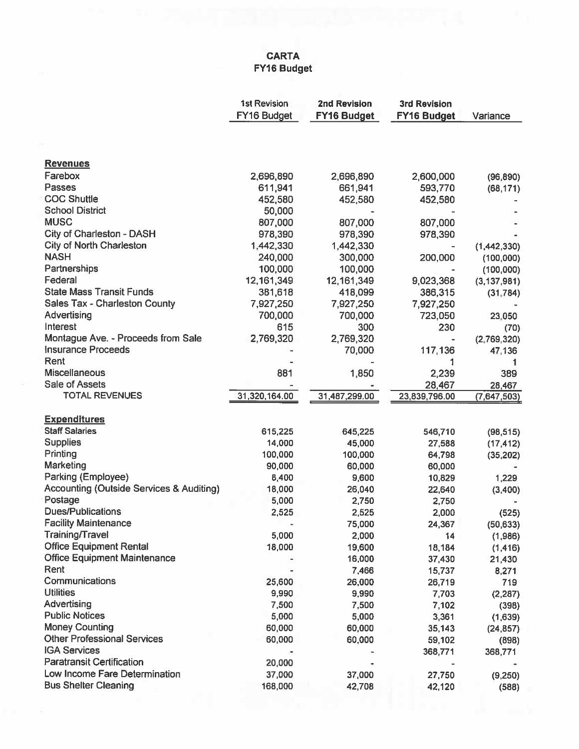**CARTA**
**FY16 Budget**

| | 1st Revision FY16 Budget | 2nd Revision FY16 Budget | 3rd Revision FY16 Budget | Variance |
|---|---|---|---|---|
| **Revenues** | | | | |
| Farebox | 2,696,890 | 2,696,890 | 2,600,000 | (96,890) |
| Passes | 611,941 | 661,941 | 593,770 | (68,171) |
| COC Shuttle | 452,580 | 452,580 | 452,580 | - |
| School District | 50,000 | - | - | - |
| MUSC | 807,000 | 807,000 | 807,000 | - |
| City of Charleston - DASH | 978,390 | 978,390 | 978,390 | - |
| City of North Charleston | 1,442,330 | 1,442,330 | - | (1,442,330) |
| NASH | 240,000 | 300,000 | 200,000 | (100,000) |
| Partnerships | 100,000 | 100,000 | - | (100,000) |
| Federal | 12,161,349 | 12,161,349 | 9,023,368 | (3,137,981) |
| State Mass Transit Funds | 381,618 | 418,099 | 386,315 | (31,784) |
| Sales Tax - Charleston County | 7,927,250 | 7,927,250 | 7,927,250 | - |
| Advertising | 700,000 | 700,000 | 723,050 | 23,050 |
| Interest | 615 | 300 | 230 | (70) |
| Montague Ave. - Proceeds from Sale | 2,769,320 | 2,769,320 | - | (2,769,320) |
| Insurance Proceeds | - | 70,000 | 117,136 | 47,136 |
| Rent | - | - | 1 | 1 |
| Miscellaneous | 881 | 1,850 | 2,239 | 389 |
| Sale of Assets | - | - | 28,467 | 28,467 |
| TOTAL REVENUES | 31,320,164.00 | 31,487,299.00 | 23,839,796.00 | (7,647,503) |
| **Expenditures** | | | | |
| Staff Salaries | 615,225 | 645,225 | 546,710 | (98,515) |
| Supplies | 14,000 | 45,000 | 27,588 | (17,412) |
| Printing | 100,000 | 100,000 | 64,798 | (35,202) |
| Marketing | 90,000 | 60,000 | 60,000 | - |
| Parking (Employee) | 8,400 | 9,600 | 10,829 | 1,229 |
| Accounting (Outside Services & Auditing) | 18,000 | 26,040 | 22,640 | (3,400) |
| Postage | 5,000 | 2,750 | 2,750 | - |
| Dues/Publications | 2,525 | 2,525 | 2,000 | (525) |
| Facility Maintenance | - | 75,000 | 24,367 | (50,633) |
| Training/Travel | 5,000 | 2,000 | 14 | (1,986) |
| Office Equipment Rental | 18,000 | 19,600 | 18,184 | (1,416) |
| Office Equipment Maintenance | - | 16,000 | 37,430 | 21,430 |
| Rent | - | 7,466 | 15,737 | 8,271 |
| Communications | 25,600 | 26,000 | 26,719 | 719 |
| Utilities | 9,990 | 9,990 | 7,703 | (2,287) |
| Advertising | 7,500 | 7,500 | 7,102 | (398) |
| Public Notices | 5,000 | 5,000 | 3,361 | (1,639) |
| Money Counting | 60,000 | 60,000 | 35,143 | (24,857) |
| Other Professional Services | 60,000 | 60,000 | 59,102 | (898) |
| IGA Services | - | - | 368,771 | 368,771 |
| Paratransit Certification | 20,000 | - | - | - |
| Low Income Fare Determination | 37,000 | 37,000 | 27,750 | (9,250) |
| Bus Shelter Cleaning | 168,000 | 42,708 | 42,120 | (588) |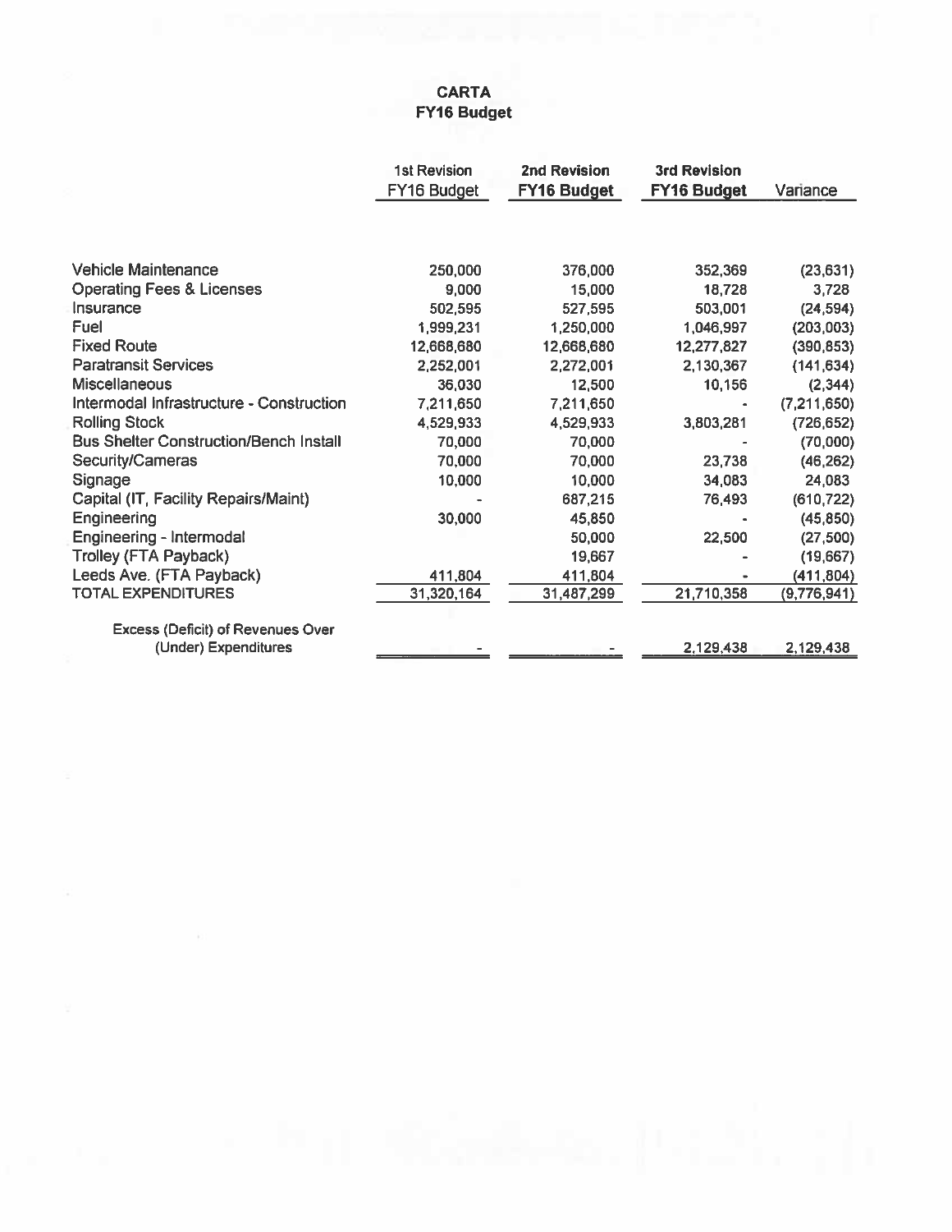# CARTA
## FY16 Budget

| | 1st Revision FY16 Budget | 2nd Revision FY16 Budget | 3rd Revision FY16 Budget | Variance |
|---|---|---|---|---|
| Vehicle Maintenance | 250,000 | 376,000 | 352,369 | (23,631) |
| Operating Fees & Licenses | 9,000 | 15,000 | 18,728 | 3,728 |
| Insurance | 502,595 | 527,595 | 503,001 | (24,594) |
| Fuel | 1,999,231 | 1,250,000 | 1,046,997 | (203,003) |
| Fixed Route | 12,668,680 | 12,668,680 | 12,277,827 | (390,853) |
| Paratransit Services | 2,252,001 | 2,272,001 | 2,130,367 | (141,634) |
| Miscellaneous | 36,030 | 12,500 | 10,156 | (2,344) |
| Intermodal Infrastructure - Construction | 7,211,650 | 7,211,650 | - | (7,211,650) |
| Rolling Stock | 4,529,933 | 4,529,933 | 3,803,281 | (726,652) |
| Bus Shelter Construction/Bench Install | 70,000 | 70,000 | - | (70,000) |
| Security/Cameras | 70,000 | 70,000 | 23,738 | (46,262) |
| Signage | 10,000 | 10,000 | 34,083 | 24,083 |
| Capital (IT, Facility Repairs/Maint) | - | 687,215 | 76,493 | (610,722) |
| Engineering | 30,000 | 45,850 | - | (45,850) |
| Engineering - Intermodal | | 50,000 | 22,500 | (27,500) |
| Trolley (FTA Payback) | | 19,667 | - | (19,667) |
| Leeds Ave. (FTA Payback) | 411,804 | 411,804 | - | (411,804) |
| TOTAL EXPENDITURES | 31,320,164 | 31,487,299 | 21,710,358 | (9,776,941) |
| Excess (Deficit) of Revenues Over (Under) Expenditures | - | - | 2,129,438 | 2,129,438 |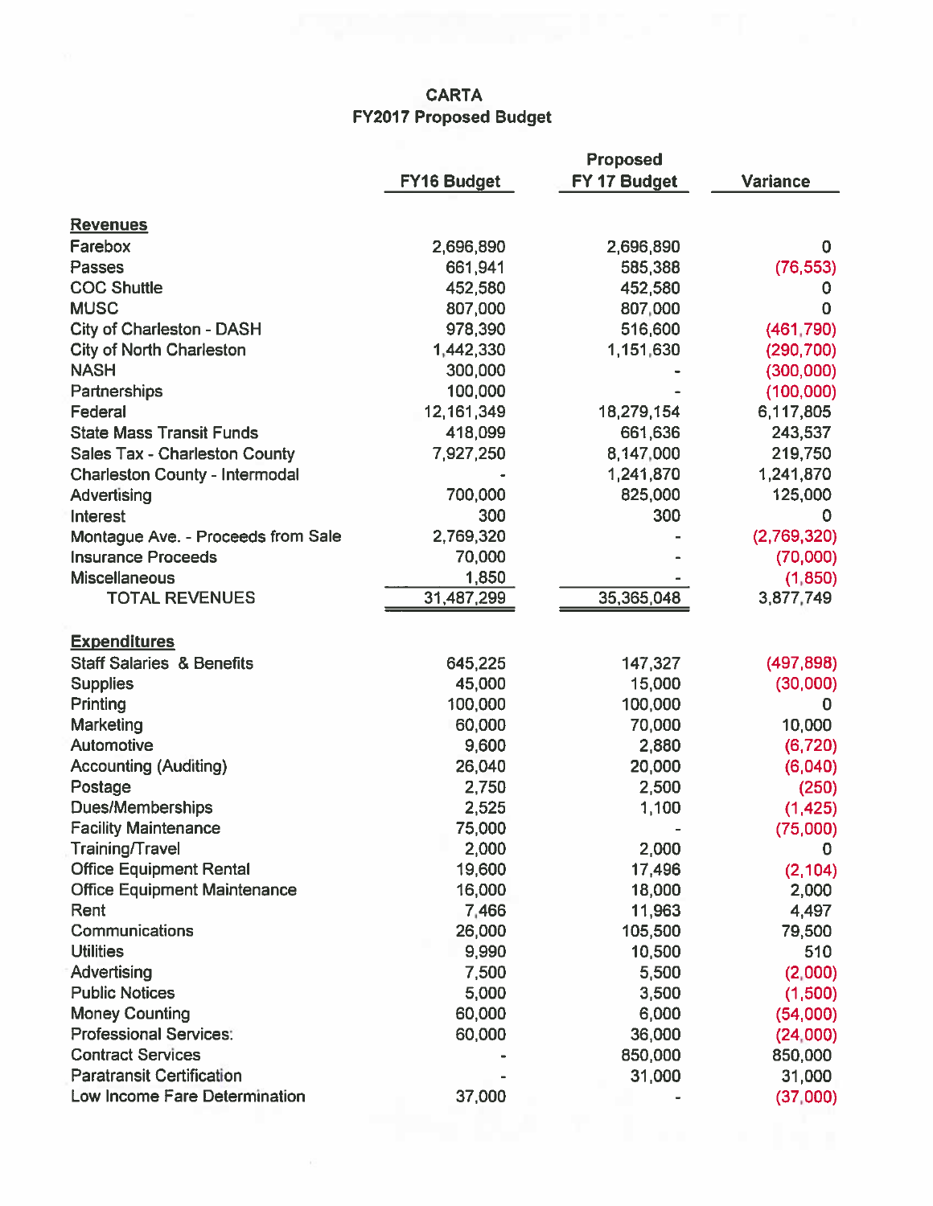# CARTA
## FY2017 Proposed Budget

| | FY16 Budget | Proposed FY 17 Budget | Variance |
|---|---|---|---|
| **Revenues** | | | |
| Farebox | 2,696,890 | 2,696,890 | 0 |
| Passes | 661,941 | 585,388 | (76,553) |
| COC Shuttle | 452,580 | 452,580 | 0 |
| MUSC | 807,000 | 807,000 | 0 |
| City of Charleston - DASH | 978,390 | 516,600 | (461,790) |
| City of North Charleston | 1,442,330 | 1,151,630 | (290,700) |
| NASH | 300,000 | - | (300,000) |
| Partnerships | 100,000 | - | (100,000) |
| Federal | 12,161,349 | 18,279,154 | 6,117,805 |
| State Mass Transit Funds | 418,099 | 661,636 | 243,537 |
| Sales Tax - Charleston County | 7,927,250 | 8,147,000 | 219,750 |
| Charleston County - Intermodal | - | 1,241,870 | 1,241,870 |
| Advertising | 700,000 | 825,000 | 125,000 |
| Interest | 300 | 300 | 0 |
| Montague Ave. - Proceeds from Sale | 2,769,320 | - | (2,769,320) |
| Insurance Proceeds | 70,000 | - | (70,000) |
| Miscellaneous | 1,850 | - | (1,850) |
| TOTAL REVENUES | 31,487,299 | 35,365,048 | 3,877,749 |
| **Expenditures** | | | |
| Staff Salaries & Benefits | 645,225 | 147,327 | (497,898) |
| Supplies | 45,000 | 15,000 | (30,000) |
| Printing | 100,000 | 100,000 | 0 |
| Marketing | 60,000 | 70,000 | 10,000 |
| Automotive | 9,600 | 2,880 | (6,720) |
| Accounting (Auditing) | 26,040 | 20,000 | (6,040) |
| Postage | 2,750 | 2,500 | (250) |
| Dues/Memberships | 2,525 | 1,100 | (1,425) |
| Facility Maintenance | 75,000 | - | (75,000) |
| Training/Travel | 2,000 | 2,000 | 0 |
| Office Equipment Rental | 19,600 | 17,496 | (2,104) |
| Office Equipment Maintenance | 16,000 | 18,000 | 2,000 |
| Rent | 7,466 | 11,963 | 4,497 |
| Communications | 26,000 | 105,500 | 79,500 |
| Utilities | 9,990 | 10,500 | 510 |
| Advertising | 7,500 | 5,500 | (2,000) |
| Public Notices | 5,000 | 3,500 | (1,500) |
| Money Counting | 60,000 | 6,000 | (54,000) |
| Professional Services: | 60,000 | 36,000 | (24,000) |
| Contract Services | - | 850,000 | 850,000 |
| Paratransit Certification | - | 31,000 | 31,000 |
| Low Income Fare Determination | 37,000 | - | (37,000) |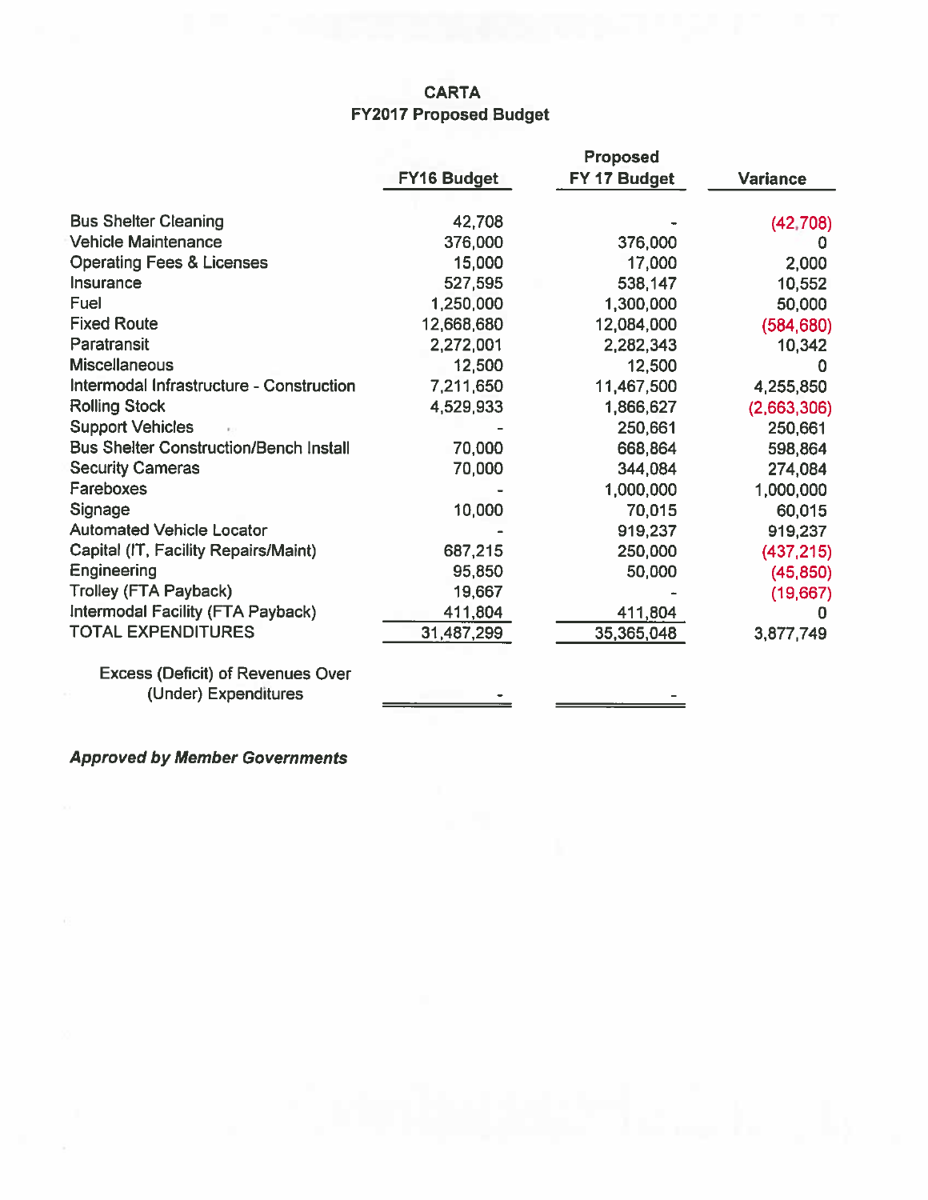# CARTA
## FY2017 Proposed Budget

| | FY16 Budget | Proposed FY 17 Budget | Variance |
|---|---|---|---|
| Bus Shelter Cleaning | 42,708 | - | (42,708) |
| Vehicle Maintenance | 376,000 | 376,000 | 0 |
| Operating Fees & Licenses | 15,000 | 17,000 | 2,000 |
| Insurance | 527,595 | 538,147 | 10,552 |
| Fuel | 1,250,000 | 1,300,000 | 50,000 |
| Fixed Route | 12,668,680 | 12,084,000 | (584,680) |
| Paratransit | 2,272,001 | 2,282,343 | 10,342 |
| Miscellaneous | 12,500 | 12,500 | 0 |
| Intermodal Infrastructure - Construction | 7,211,650 | 11,467,500 | 4,255,850 |
| Rolling Stock | 4,529,933 | 1,866,627 | (2,663,306) |
| Support Vehicles | - | 250,661 | 250,661 |
| Bus Shelter Construction/Bench Install | 70,000 | 668,864 | 598,864 |
| Security Cameras | 70,000 | 344,084 | 274,084 |
| Fareboxes | - | 1,000,000 | 1,000,000 |
| Signage | 10,000 | 70,015 | 60,015 |
| Automated Vehicle Locator | - | 919,237 | 919,237 |
| Capital (IT, Facility Repairs/Maint) | 687,215 | 250,000 | (437,215) |
| Engineering | 95,850 | 50,000 | (45,850) |
| Trolley (FTA Payback) | 19,667 | - | (19,667) |
| Intermodal Facility (FTA Payback) | 411,804 | 411,804 | 0 |
| TOTAL EXPENDITURES | 31,487,299 | 35,365,048 | 3,877,749 |
| Excess (Deficit) of Revenues Over (Under) Expenditures | - | - | |

***Approved by Member Governments***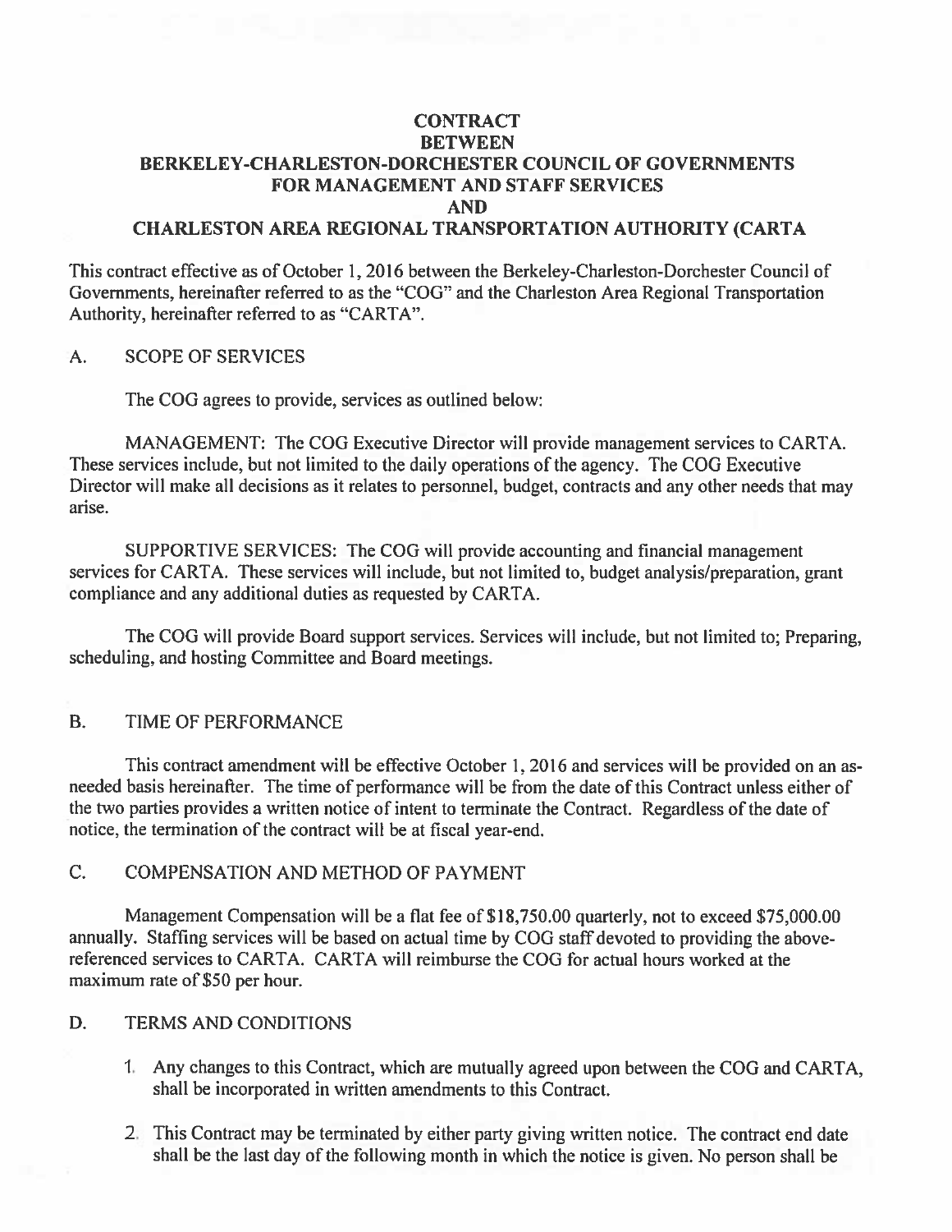# CONTRACT
# BETWEEN
# BERKELEY-CHARLESTON-DORCHESTER COUNCIL OF GOVERNMENTS
# FOR MANAGEMENT AND STAFF SERVICES
# AND
# CHARLESTON AREA REGIONAL TRANSPORTATION AUTHORITY (CARTA

This contract effective as of October 1, 2016 between the Berkeley-Charleston-Dorchester Council of Governments, hereinafter referred to as the "COG" and the Charleston Area Regional Transportation Authority, hereinafter referred to as "CARTA".

## A. SCOPE OF SERVICES

The COG agrees to provide, services as outlined below:

MANAGEMENT: The COG Executive Director will provide management services to CARTA. These services include, but not limited to the daily operations of the agency. The COG Executive Director will make all decisions as it relates to personnel, budget, contracts and any other needs that may arise.

SUPPORTIVE SERVICES: The COG will provide accounting and financial management services for CARTA. These services will include, but not limited to, budget analysis/preparation, grant compliance and any additional duties as requested by CARTA.

The COG will provide Board support services. Services will include, but not limited to; Preparing, scheduling, and hosting Committee and Board meetings.

## B. TIME OF PERFORMANCE

This contract amendment will be effective October 1, 2016 and services will be provided on an as-needed basis hereinafter. The time of performance will be from the date of this Contract unless either of the two parties provides a written notice of intent to terminate the Contract. Regardless of the date of notice, the termination of the contract will be at fiscal year-end.

## C. COMPENSATION AND METHOD OF PAYMENT

Management Compensation will be a flat fee of $18,750.00 quarterly, not to exceed $75,000.00 annually. Staffing services will be based on actual time by COG staff devoted to providing the above-referenced services to CARTA. CARTA will reimburse the COG for actual hours worked at the maximum rate of $50 per hour.

## D. TERMS AND CONDITIONS

1. Any changes to this Contract, which are mutually agreed upon between the COG and CARTA, shall be incorporated in written amendments to this Contract.

2. This Contract may be terminated by either party giving written notice. The contract end date shall be the last day of the following month in which the notice is given. No person shall be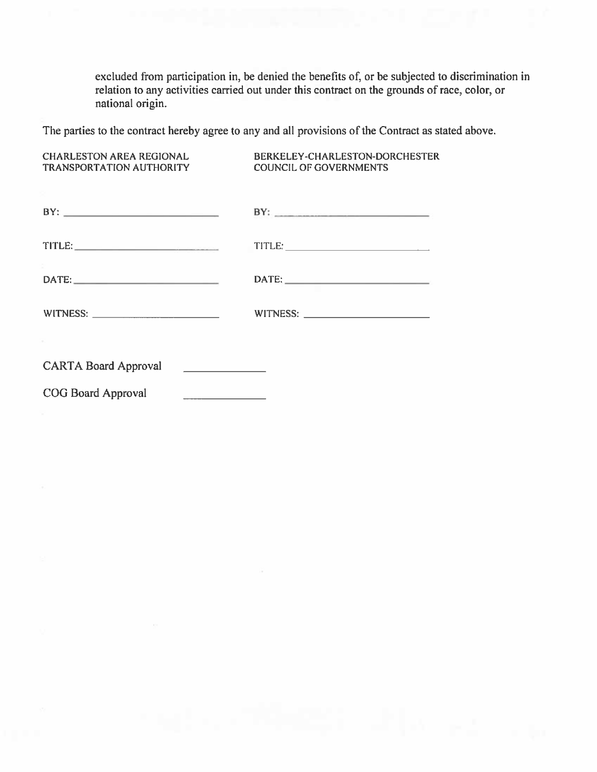excluded from participation in, be denied the benefits of, or be subjected to discrimination in relation to any activities carried out under this contract on the grounds of race, color, or national origin.

The parties to the contract hereby agree to any and all provisions of the Contract as stated above.

| CHARLESTON AREA REGIONAL TRANSPORTATION AUTHORITY | BERKELEY-CHARLESTON-DORCHESTER COUNCIL OF GOVERNMENTS |
| --- | --- |
| BY: ____________________________ | BY: ____________________________ |
| TITLE: __________________________ | TITLE: __________________________ |
| DATE: ___________________________ | DATE: ___________________________ |
| WITNESS: ________________________ | WITNESS: ________________________ |

CARTA Board Approval ____________

COG Board Approval ____________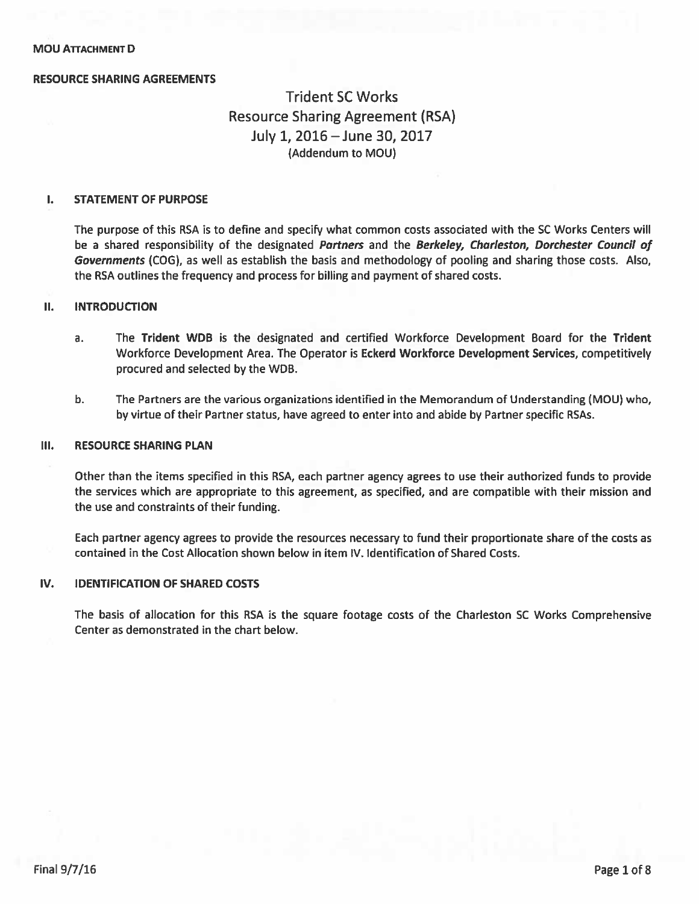**MOU ATTACHMENT D**

**RESOURCE SHARING AGREEMENTS**

# Trident SC Works
## Resource Sharing Agreement (RSA)
## July 1, 2016 – June 30, 2017
(Addendum to MOU)

### I. STATEMENT OF PURPOSE

The purpose of this RSA is to define and specify what common costs associated with the SC Works Centers will be a shared responsibility of the designated ***Partners*** and the ***Berkeley, Charleston, Dorchester Council of Governments*** (COG), as well as establish the basis and methodology of pooling and sharing those costs. Also, the RSA outlines the frequency and process for billing and payment of shared costs.

### II. INTRODUCTION

a. The **Trident WDB** is the designated and certified Workforce Development Board for the **Trident** Workforce Development Area. The Operator is **Eckerd Workforce Development Services**, competitively procured and selected by the WDB.

b. The Partners are the various organizations identified in the Memorandum of Understanding (MOU) who, by virtue of their Partner status, have agreed to enter into and abide by Partner specific RSAs.

### III. RESOURCE SHARING PLAN

Other than the items specified in this RSA, each partner agency agrees to use their authorized funds to provide the services which are appropriate to this agreement, as specified, and are compatible with their mission and the use and constraints of their funding.

Each partner agency agrees to provide the resources necessary to fund their proportionate share of the costs as contained in the Cost Allocation shown below in item IV. Identification of Shared Costs.

### IV. IDENTIFICATION OF SHARED COSTS

The basis of allocation for this RSA is the square footage costs of the Charleston SC Works Comprehensive Center as demonstrated in the chart below.

Final 9/7/16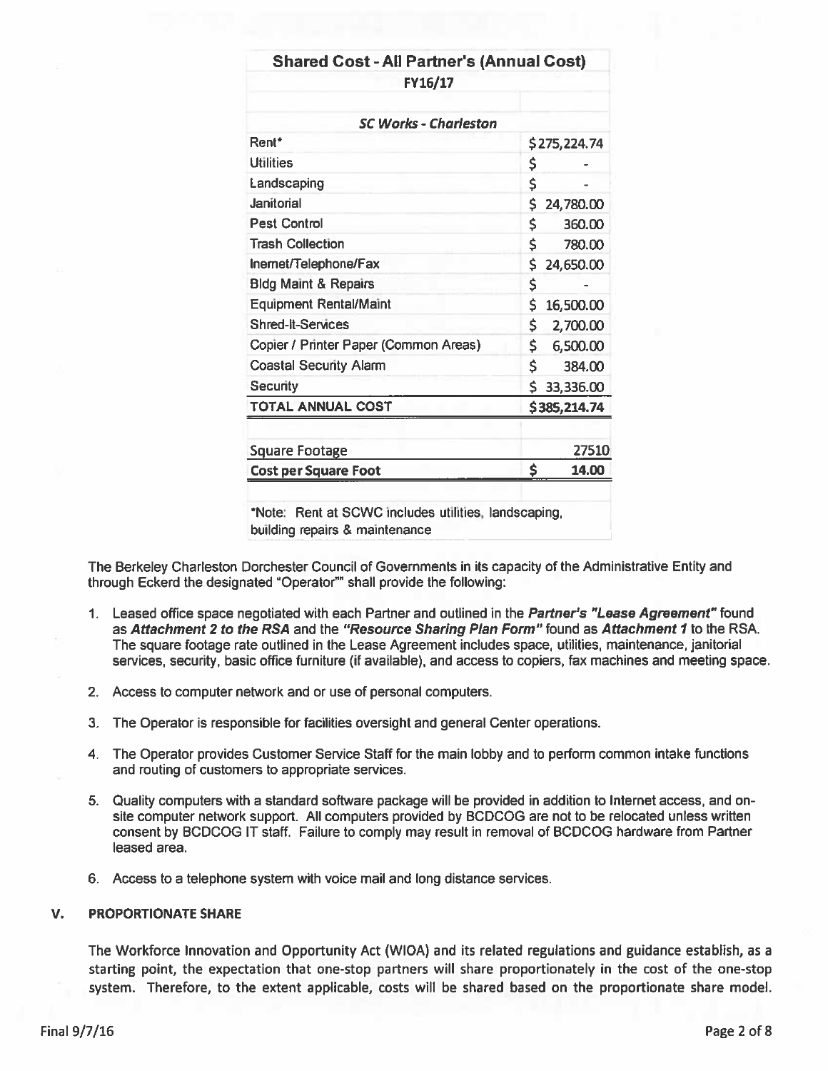| Shared Cost - All Partner's (Annual Cost) | |
|---|---|
| FY16/17 | |
| | |
| ***SC Works - Charleston*** | |
| Rent* | $275,224.74 |
| Utilities | $ - |
| Landscaping | $ - |
| Janitorial | $ 24,780.00 |
| Pest Control | $ 360.00 |
| Trash Collection | $ 780.00 |
| Inernet/Telephone/Fax | $ 24,650.00 |
| Bldg Maint & Repairs | $ - |
| Equipment Rental/Maint | $ 16,500.00 |
| Shred-It-Services | $ 2,700.00 |
| Copier / Printer Paper (Common Areas) | $ 6,500.00 |
| Coastal Security Alarm | $ 384.00 |
| Security | $ 33,336.00 |
| **TOTAL ANNUAL COST** | **$385,214.74** |
| | |
| Square Footage | 27510 |
| **Cost per Square Foot** | **$ 14.00** |

*Note: Rent at SCWC includes utilities, landscaping, building repairs & maintenance

The Berkeley Charleston Dorchester Council of Governments in its capacity of the Administrative Entity and through Eckerd the designated "Operator"" shall provide the following:

1. Leased office space negotiated with each Partner and outlined in the ***Partner's "Lease Agreement"*** found as ***Attachment 2 to the RSA*** and the ***"Resource Sharing Plan Form"*** found as ***Attachment 1*** to the RSA. The square footage rate outlined in the Lease Agreement includes space, utilities, maintenance, janitorial services, security, basic office furniture (if available), and access to copiers, fax machines and meeting space.

2. Access to computer network and or use of personal computers.

3. The Operator is responsible for facilities oversight and general Center operations.

4. The Operator provides Customer Service Staff for the main lobby and to perform common intake functions and routing of customers to appropriate services.

5. Quality computers with a standard software package will be provided in addition to Internet access, and on-site computer network support. All computers provided by BCDCOG are not to be relocated unless written consent by BCDCOG IT staff. Failure to comply may result in removal of BCDCOG hardware from Partner leased area.

6. Access to a telephone system with voice mail and long distance services.

## V. PROPORTIONATE SHARE

The Workforce Innovation and Opportunity Act (WIOA) and its related regulations and guidance establish, as a starting point, the expectation that one-stop partners will share proportionately in the cost of the one-stop system. Therefore, to the extent applicable, costs will be shared based on the proportionate share model.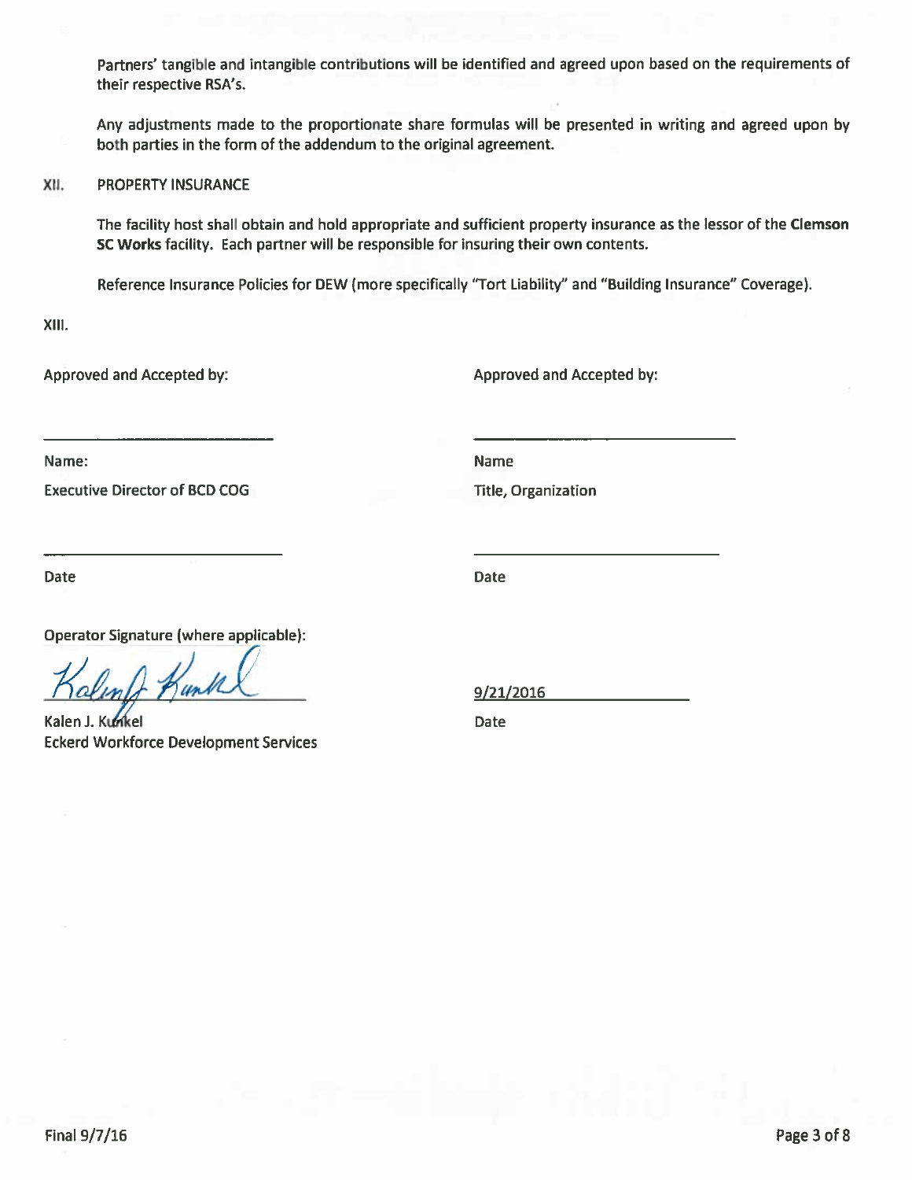Partners' tangible and intangible contributions will be identified and agreed upon based on the requirements of their respective RSA's.

Any adjustments made to the proportionate share formulas will be presented in writing and agreed upon by both parties in the form of the addendum to the original agreement.

## XII. PROPERTY INSURANCE

The facility host shall obtain and hold appropriate and sufficient property insurance as the lessor of the **Clemson SC Works** facility. Each partner will be responsible for insuring their own contents.

Reference Insurance Policies for DEW (more specifically "Tort Liability" and "Building Insurance" Coverage).

## XIII.

Approved and Accepted by:

\_\_\_\_\_\_\_\_\_\_\_\_\_\_\_\_\_\_\_\_\_\_\_\_\_\_\_\_

Name:

Executive Director of BCD COG

\_\_\_\_\_\_\_\_\_\_\_\_\_\_\_\_\_\_\_\_\_\_\_\_\_\_\_\_

Date

Approved and Accepted by:

\_\_\_\_\_\_\_\_\_\_\_\_\_\_\_\_\_\_\_\_\_\_\_\_\_\_\_\_

Name

Title, Organization

\_\_\_\_\_\_\_\_\_\_\_\_\_\_\_\_\_\_\_\_\_\_\_\_\_\_\_\_

Date

Operator Signature (where applicable):

Kalen J. Kunkel
Eckerd Workforce Development Services

9/21/2016

Date

Final 9/7/16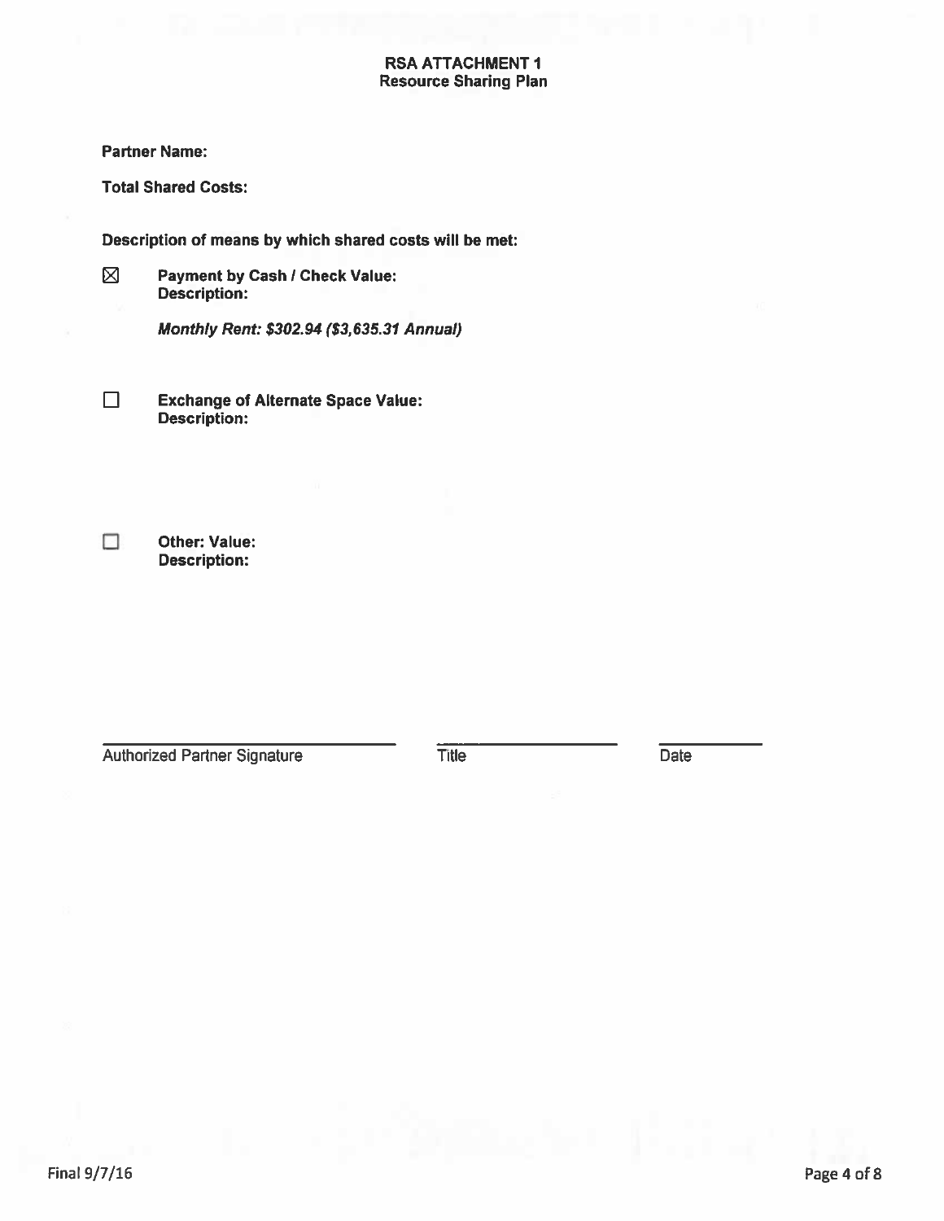**RSA ATTACHMENT 1**
**Resource Sharing Plan**

**Partner Name:**

**Total Shared Costs:**

**Description of means by which shared costs will be met:**

☒ **Payment by Cash / Check Value:**
**Description:**

***Monthly Rent: $302.94 ($3,635.31 Annual)***

☐ **Exchange of Alternate Space Value:**
**Description:**

☐ **Other: Value:**
**Description:**

| Authorized Partner Signature | Title | Date |
|---|---|---|
| | | |

Final 9/7/16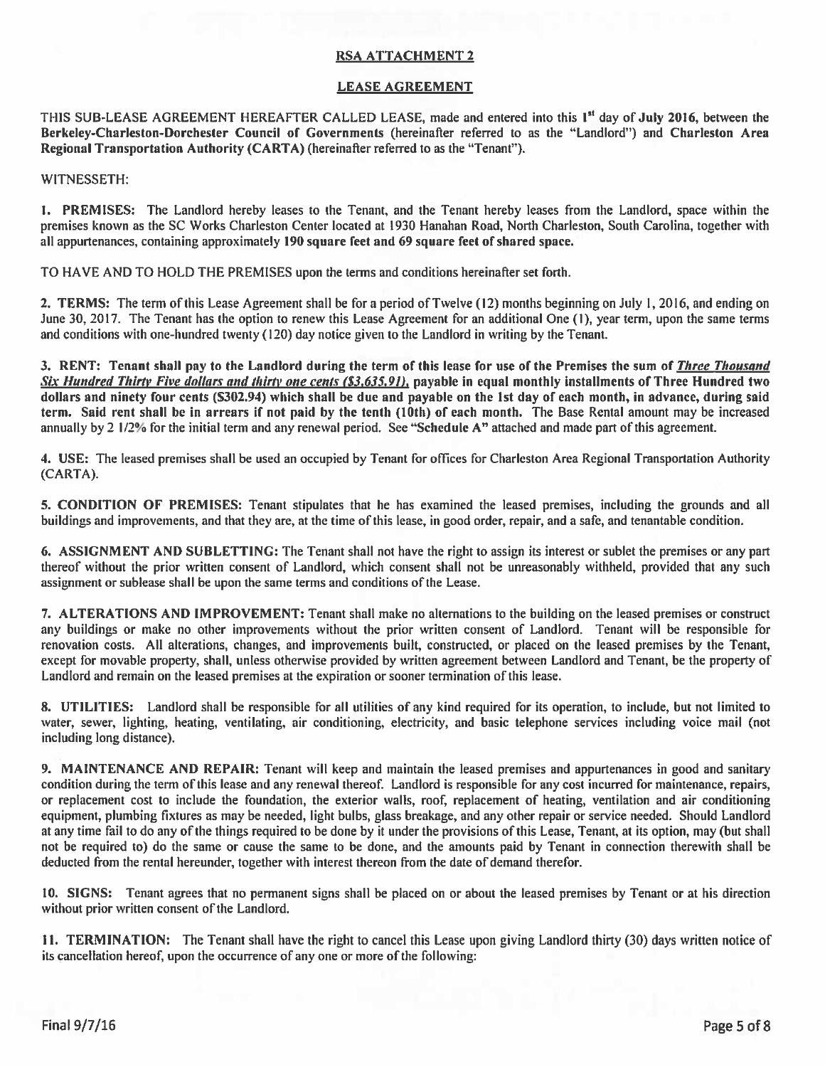## RSA ATTACHMENT 2

## LEASE AGREEMENT

THIS SUB-LEASE AGREEMENT HEREAFTER CALLED LEASE, made and entered into this 1st day of **July 2016**, between the **Berkeley-Charleston-Dorchester Council of Governments** (hereinafter referred to as the "Landlord") and **Charleston Area Regional Transportation Authority (CARTA)** (hereinafter referred to as the "Tenant").

WITNESSETH:

**1. PREMISES:** The Landlord hereby leases to the Tenant, and the Tenant hereby leases from the Landlord, space within the premises known as the SC Works Charleston Center located at 1930 Hanahan Road, North Charleston, South Carolina, together with all appurtenances, containing approximately **190 square feet and 69 square feet of shared space.**

TO HAVE AND TO HOLD THE PREMISES upon the terms and conditions hereinafter set forth.

**2. TERMS:** The term of this Lease Agreement shall be for a period of Twelve (12) months beginning on July 1, 2016, and ending on June 30, 2017. The Tenant has the option to renew this Lease Agreement for an additional One (1), year term, upon the same terms and conditions with one-hundred twenty (120) day notice given to the Landlord in writing by the Tenant.

**3. RENT: Tenant shall pay to the Landlord during the term of this lease for use of the Premises the sum of *Three Thousand Six Hundred Thirty Five dollars and thirty one cents ($3,635.91)*, payable in equal monthly installments of Three Hundred two dollars and ninety four cents ($302.94) which shall be due and payable on the 1st day of each month, in advance, during said term. Said rent shall be in arrears if not paid by the tenth (10th) of each month.** The Base Rental amount may be increased annually by 2 1/2% for the initial term and any renewal period. See **"Schedule A"** attached and made part of this agreement.

**4. USE:** The leased premises shall be used an occupied by Tenant for offices for Charleston Area Regional Transportation Authority (CARTA).

**5. CONDITION OF PREMISES:** Tenant stipulates that he has examined the leased premises, including the grounds and all buildings and improvements, and that they are, at the time of this lease, in good order, repair, and a safe, and tenantable condition.

**6. ASSIGNMENT AND SUBLETTING:** The Tenant shall not have the right to assign its interest or sublet the premises or any part thereof without the prior written consent of Landlord, which consent shall not be unreasonably withheld, provided that any such assignment or sublease shall be upon the same terms and conditions of the Lease.

**7. ALTERATIONS AND IMPROVEMENT:** Tenant shall make no alternations to the building on the leased premises or construct any buildings or make no other improvements without the prior written consent of Landlord. Tenant will be responsible for renovation costs. All alterations, changes, and improvements built, constructed, or placed on the leased premises by the Tenant, except for movable property, shall, unless otherwise provided by written agreement between Landlord and Tenant, be the property of Landlord and remain on the leased premises at the expiration or sooner termination of this lease.

**8. UTILITIES:** Landlord shall be responsible for all utilities of any kind required for its operation, to include, but not limited to water, sewer, lighting, heating, ventilating, air conditioning, electricity, and basic telephone services including voice mail (not including long distance).

**9. MAINTENANCE AND REPAIR:** Tenant will keep and maintain the leased premises and appurtenances in good and sanitary condition during the term of this lease and any renewal thereof. Landlord is responsible for any cost incurred for maintenance, repairs, or replacement cost to include the foundation, the exterior walls, roof, replacement of heating, ventilation and air conditioning equipment, plumbing fixtures as may be needed, light bulbs, glass breakage, and any other repair or service needed. Should Landlord at any time fail to do any of the things required to be done by it under the provisions of this Lease, Tenant, at its option, may (but shall not be required to) do the same or cause the same to be done, and the amounts paid by Tenant in connection therewith shall be deducted from the rental hereunder, together with interest thereon from the date of demand therefor.

**10. SIGNS:** Tenant agrees that no permanent signs shall be placed on or about the leased premises by Tenant or at his direction without prior written consent of the Landlord.

**11. TERMINATION:** The Tenant shall have the right to cancel this Lease upon giving Landlord thirty (30) days written notice of its cancellation hereof, upon the occurrence of any one or more of the following:

Final 9/7/16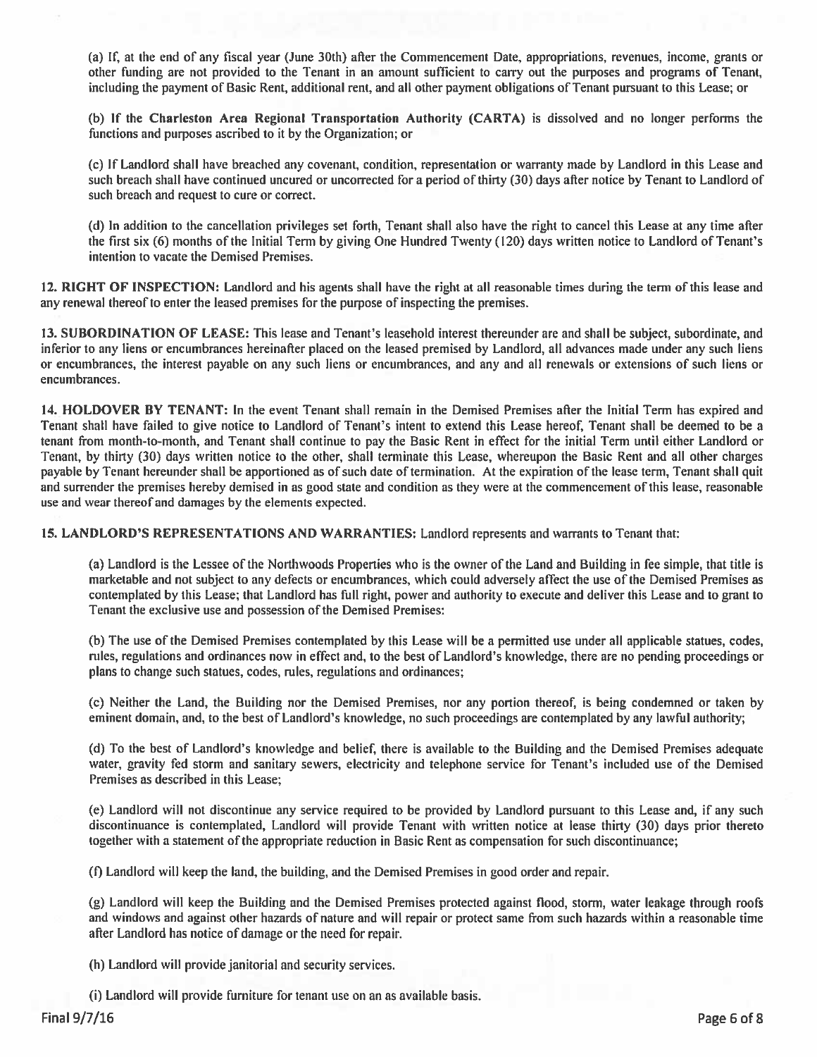(a) If, at the end of any fiscal year (June 30th) after the Commencement Date, appropriations, revenues, income, grants or other funding are not provided to the Tenant in an amount sufficient to carry out the purposes and programs of Tenant, including the payment of Basic Rent, additional rent, and all other payment obligations of Tenant pursuant to this Lease; or

(b) If the **Charleston Area Regional Transportation Authority (CARTA)** is dissolved and no longer performs the functions and purposes ascribed to it by the Organization; or

(c) If Landlord shall have breached any covenant, condition, representation or warranty made by Landlord in this Lease and such breach shall have continued uncured or uncorrected for a period of thirty (30) days after notice by Tenant to Landlord of such breach and request to cure or correct.

(d) In addition to the cancellation privileges set forth, Tenant shall also have the right to cancel this Lease at any time after the first six (6) months of the Initial Term by giving One Hundred Twenty (120) days written notice to Landlord of Tenant's intention to vacate the Demised Premises.

**12. RIGHT OF INSPECTION:** Landlord and his agents shall have the right at all reasonable times during the term of this lease and any renewal thereof to enter the leased premises for the purpose of inspecting the premises.

**13. SUBORDINATION OF LEASE:** This lease and Tenant's leasehold interest thereunder are and shall be subject, subordinate, and inferior to any liens or encumbrances hereinafter placed on the leased premised by Landlord, all advances made under any such liens or encumbrances, the interest payable on any such liens or encumbrances, and any and all renewals or extensions of such liens or encumbrances.

**14. HOLDOVER BY TENANT:** In the event Tenant shall remain in the Demised Premises after the Initial Term has expired and Tenant shall have failed to give notice to Landlord of Tenant's intent to extend this Lease hereof, Tenant shall be deemed to be a tenant from month-to-month, and Tenant shall continue to pay the Basic Rent in effect for the initial Term until either Landlord or Tenant, by thirty (30) days written notice to the other, shall terminate this Lease, whereupon the Basic Rent and all other charges payable by Tenant hereunder shall be apportioned as of such date of termination. At the expiration of the lease term, Tenant shall quit and surrender the premises hereby demised in as good state and condition as they were at the commencement of this lease, reasonable use and wear thereof and damages by the elements expected.

**15. LANDLORD'S REPRESENTATIONS AND WARRANTIES:** Landlord represents and warrants to Tenant that:

(a) Landlord is the Lessee of the Northwoods Properties who is the owner of the Land and Building in fee simple, that title is marketable and not subject to any defects or encumbrances, which could adversely affect the use of the Demised Premises as contemplated by this Lease; that Landlord has full right, power and authority to execute and deliver this Lease and to grant to Tenant the exclusive use and possession of the Demised Premises:

(b) The use of the Demised Premises contemplated by this Lease will be a permitted use under all applicable statues, codes, rules, regulations and ordinances now in effect and, to the best of Landlord's knowledge, there are no pending proceedings or plans to change such statues, codes, rules, regulations and ordinances;

(c) Neither the Land, the Building nor the Demised Premises, nor any portion thereof, is being condemned or taken by eminent domain, and, to the best of Landlord's knowledge, no such proceedings are contemplated by any lawful authority;

(d) To the best of Landlord's knowledge and belief, there is available to the Building and the Demised Premises adequate water, gravity fed storm and sanitary sewers, electricity and telephone service for Tenant's included use of the Demised Premises as described in this Lease;

(e) Landlord will not discontinue any service required to be provided by Landlord pursuant to this Lease and, if any such discontinuance is contemplated, Landlord will provide Tenant with written notice at lease thirty (30) days prior thereto together with a statement of the appropriate reduction in Basic Rent as compensation for such discontinuance;

(f) Landlord will keep the land, the building, and the Demised Premises in good order and repair.

(g) Landlord will keep the Building and the Demised Premises protected against flood, storm, water leakage through roofs and windows and against other hazards of nature and will repair or protect same from such hazards within a reasonable time after Landlord has notice of damage or the need for repair.

(h) Landlord will provide janitorial and security services.

(i) Landlord will provide furniture for tenant use on an as available basis.

Final 9/7/16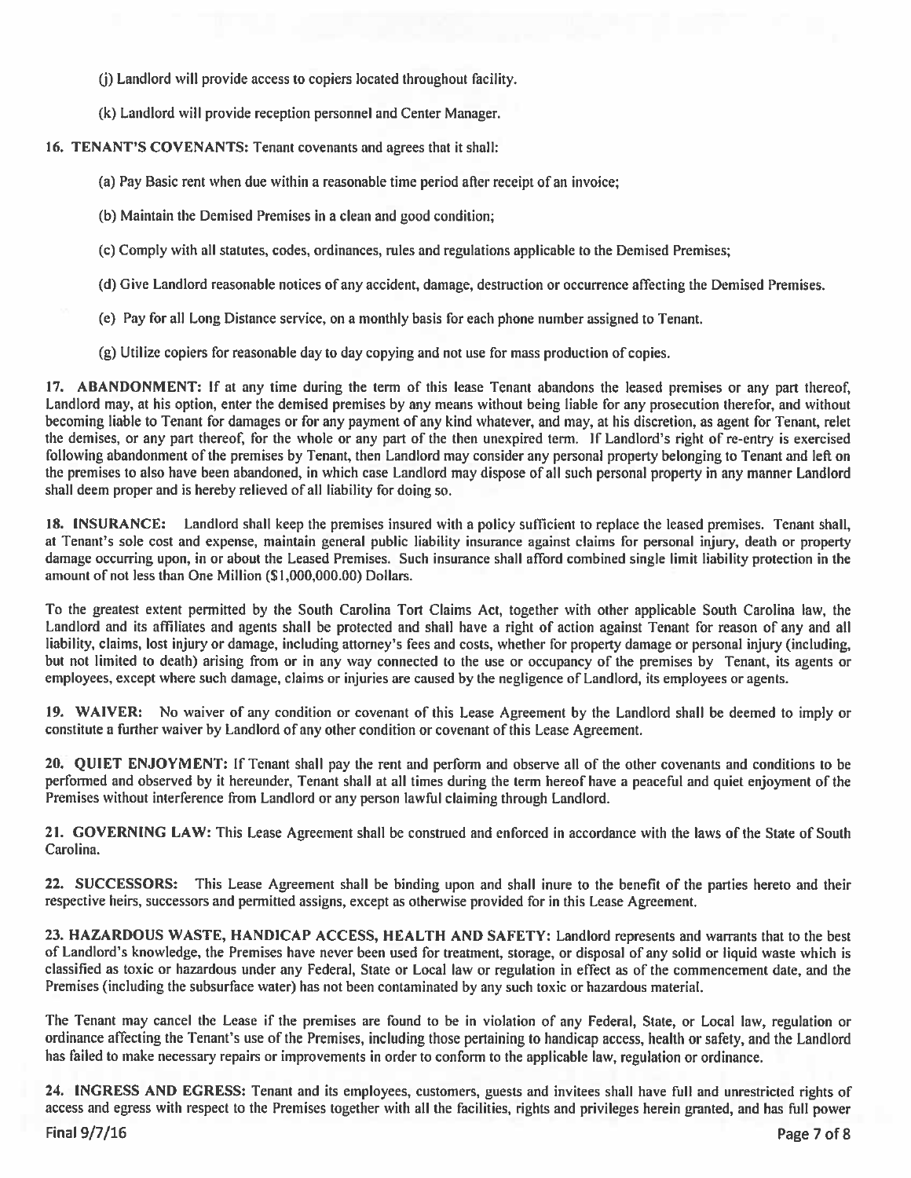(j) Landlord will provide access to copiers located throughout facility.

(k) Landlord will provide reception personnel and Center Manager.

**16. TENANT'S COVENANTS:** Tenant covenants and agrees that it shall:

(a) Pay Basic rent when due within a reasonable time period after receipt of an invoice;

(b) Maintain the Demised Premises in a clean and good condition;

(c) Comply with all statutes, codes, ordinances, rules and regulations applicable to the Demised Premises;

(d) Give Landlord reasonable notices of any accident, damage, destruction or occurrence affecting the Demised Premises.

(e) Pay for all Long Distance service, on a monthly basis for each phone number assigned to Tenant.

(g) Utilize copiers for reasonable day to day copying and not use for mass production of copies.

**17. ABANDONMENT:** If at any time during the term of this lease Tenant abandons the leased premises or any part thereof, Landlord may, at his option, enter the demised premises by any means without being liable for any prosecution therefor, and without becoming liable to Tenant for damages or for any payment of any kind whatever, and may, at his discretion, as agent for Tenant, relet the demises, or any part thereof, for the whole or any part of the then unexpired term. If Landlord's right of re-entry is exercised following abandonment of the premises by Tenant, then Landlord may consider any personal property belonging to Tenant and left on the premises to also have been abandoned, in which case Landlord may dispose of all such personal property in any manner Landlord shall deem proper and is hereby relieved of all liability for doing so.

**18. INSURANCE:** Landlord shall keep the premises insured with a policy sufficient to replace the leased premises. Tenant shall, at Tenant's sole cost and expense, maintain general public liability insurance against claims for personal injury, death or property damage occurring upon, in or about the Leased Premises. Such insurance shall afford combined single limit liability protection in the amount of not less than One Million ($1,000,000.00) Dollars.

To the greatest extent permitted by the South Carolina Tort Claims Act, together with other applicable South Carolina law, the Landlord and its affiliates and agents shall be protected and shall have a right of action against Tenant for reason of any and all liability, claims, lost injury or damage, including attorney's fees and costs, whether for property damage or personal injury (including, but not limited to death) arising from or in any way connected to the use or occupancy of the premises by Tenant, its agents or employees, except where such damage, claims or injuries are caused by the negligence of Landlord, its employees or agents.

**19. WAIVER:** No waiver of any condition or covenant of this Lease Agreement by the Landlord shall be deemed to imply or constitute a further waiver by Landlord of any other condition or covenant of this Lease Agreement.

**20. QUIET ENJOYMENT:** If Tenant shall pay the rent and perform and observe all of the other covenants and conditions to be performed and observed by it hereunder, Tenant shall at all times during the term hereof have a peaceful and quiet enjoyment of the Premises without interference from Landlord or any person lawful claiming through Landlord.

**21. GOVERNING LAW:** This Lease Agreement shall be construed and enforced in accordance with the laws of the State of South Carolina.

**22. SUCCESSORS:** This Lease Agreement shall be binding upon and shall inure to the benefit of the parties hereto and their respective heirs, successors and permitted assigns, except as otherwise provided for in this Lease Agreement.

**23. HAZARDOUS WASTE, HANDICAP ACCESS, HEALTH AND SAFETY:** Landlord represents and warrants that to the best of Landlord's knowledge, the Premises have never been used for treatment, storage, or disposal of any solid or liquid waste which is classified as toxic or hazardous under any Federal, State or Local law or regulation in effect as of the commencement date, and the Premises (including the subsurface water) has not been contaminated by any such toxic or hazardous material.

The Tenant may cancel the Lease if the premises are found to be in violation of any Federal, State, or Local law, regulation or ordinance affecting the Tenant's use of the Premises, including those pertaining to handicap access, health or safety, and the Landlord has failed to make necessary repairs or improvements in order to conform to the applicable law, regulation or ordinance.

**24. INGRESS AND EGRESS:** Tenant and its employees, customers, guests and invitees shall have full and unrestricted rights of access and egress with respect to the Premises together with all the facilities, rights and privileges herein granted, and has full power

Final 9/7/16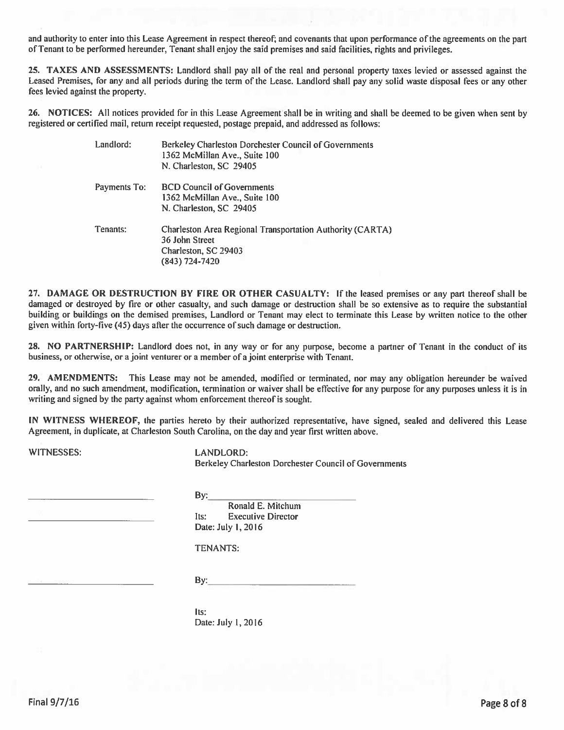and authority to enter into this Lease Agreement in respect thereof; and covenants that upon performance of the agreements on the part of Tenant to be performed hereunder, Tenant shall enjoy the said premises and said facilities, rights and privileges.

**25. TAXES AND ASSESSMENTS:** Landlord shall pay all of the real and personal property taxes levied or assessed against the Leased Premises, for any and all periods during the term of the Lease. Landlord shall pay any solid waste disposal fees or any other fees levied against the property.

**26. NOTICES:** All notices provided for in this Lease Agreement shall be in writing and shall be deemed to be given when sent by registered or certified mail, return receipt requested, postage prepaid, and addressed as follows:

Landlord: Berkeley Charleston Dorchester Council of Governments
1362 McMillan Ave., Suite 100
N. Charleston, SC 29405

Payments To: BCD Council of Governments
1362 McMillan Ave., Suite 100
N. Charleston, SC 29405

Tenants: Charleston Area Regional Transportation Authority (CARTA)
36 John Street
Charleston, SC 29403
(843) 724-7420

**27. DAMAGE OR DESTRUCTION BY FIRE OR OTHER CASUALTY:** If the leased premises or any part thereof shall be damaged or destroyed by fire or other casualty, and such damage or destruction shall be so extensive as to require the substantial building or buildings on the demised premises, Landlord or Tenant may elect to terminate this Lease by written notice to the other given within forty-five (45) days after the occurrence of such damage or destruction.

**28. NO PARTNERSHIP:** Landlord does not, in any way or for any purpose, become a partner of Tenant in the conduct of its business, or otherwise, or a joint venturer or a member of a joint enterprise with Tenant.

**29. AMENDMENTS:** This Lease may not be amended, modified or terminated, nor may any obligation hereunder be waived orally, and no such amendment, modification, termination or waiver shall be effective for any purpose for any purposes unless it is in writing and signed by the party against whom enforcement thereof is sought.

**IN WITNESS WHEREOF,** the parties hereto by their authorized representative, have signed, sealed and delivered this Lease Agreement, in duplicate, at Charleston South Carolina, on the day and year first written above.

WITNESSES:

LANDLORD:
Berkeley Charleston Dorchester Council of Governments

_______________________ By: _______________________
Ronald E. Mitchum
_______________________ Its: Executive Director
Date: July 1, 2016

TENANTS:

_______________________ By: _______________________

Its:
Date: July 1, 2016

Final 9/7/16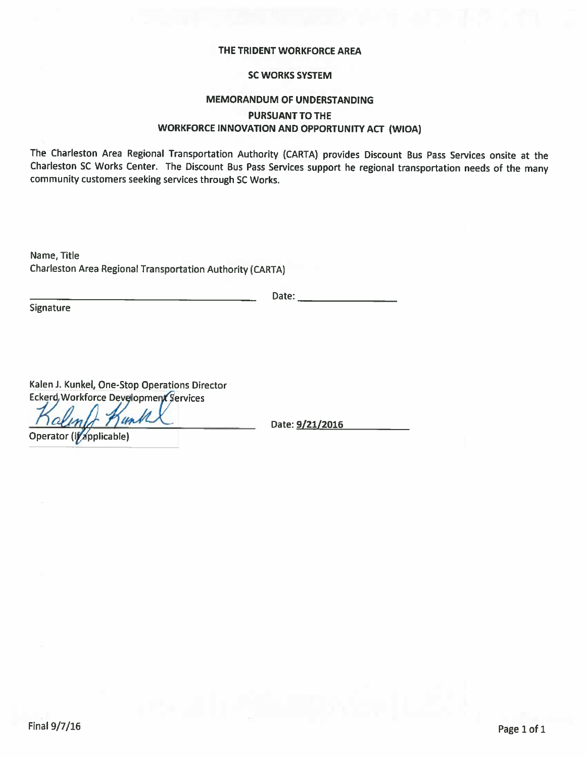**THE TRIDENT WORKFORCE AREA**

**SC WORKS SYSTEM**

**MEMORANDUM OF UNDERSTANDING**

**PURSUANT TO THE**

**WORKFORCE INNOVATION AND OPPORTUNITY ACT (WIOA)**

The Charleston Area Regional Transportation Authority (CARTA) provides Discount Bus Pass Services onsite at the Charleston SC Works Center. The Discount Bus Pass Services support he regional transportation needs of the many community customers seeking services through SC Works.

Name, Title
Charleston Area Regional Transportation Authority (CARTA)

_______________________________________ Date: ________________

Signature

Kalen J. Kunkel, One-Stop Operations Director
Eckerd Workforce Development Services

_______________________________________ Date: 9/21/2016

Operator (if applicable)

Final 9/7/16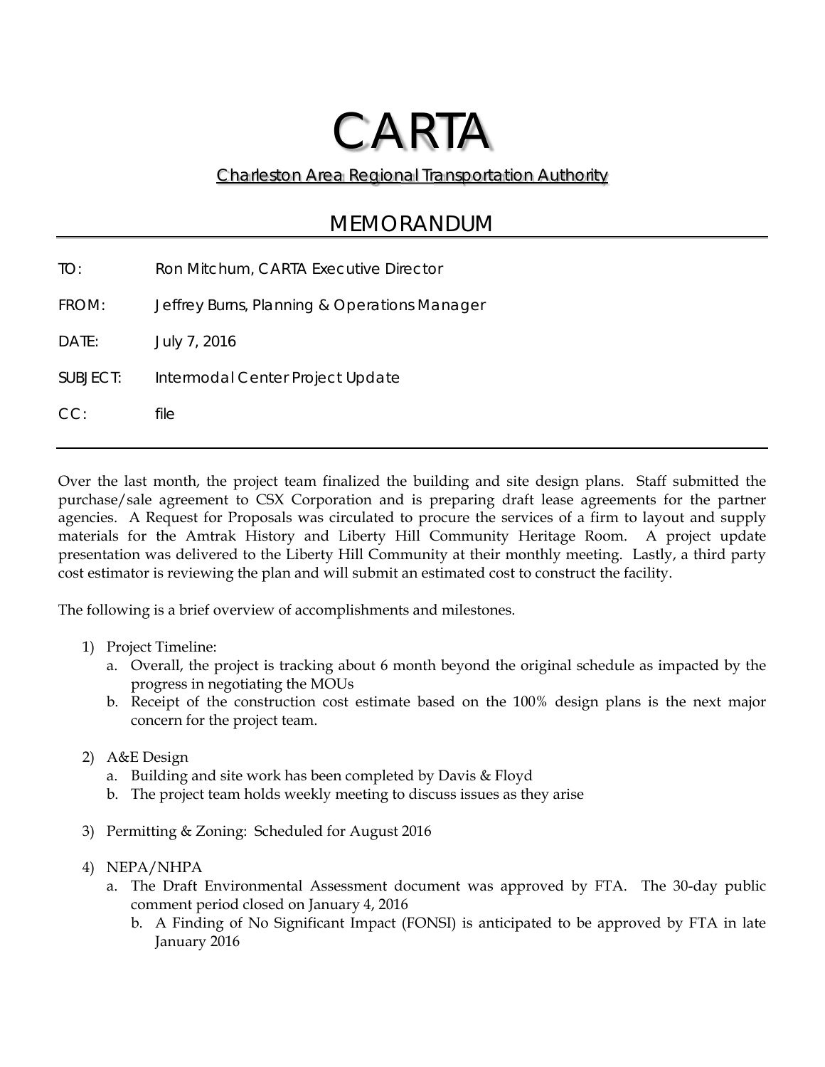# CARTA

## Charleston Area Regional Transportation Authority

## MEMORANDUM

TO: Ron Mitchum, CARTA Executive Director

FROM: Jeffrey Burns, Planning & Operations Manager

DATE: July 7, 2016

SUBJECT: Intermodal Center Project Update

CC: file

---

Over the last month, the project team finalized the building and site design plans. Staff submitted the purchase/sale agreement to CSX Corporation and is preparing draft lease agreements for the partner agencies. A Request for Proposals was circulated to procure the services of a firm to layout and supply materials for the Amtrak History and Liberty Hill Community Heritage Room. A project update presentation was delivered to the Liberty Hill Community at their monthly meeting. Lastly, a third party cost estimator is reviewing the plan and will submit an estimated cost to construct the facility.

The following is a brief overview of accomplishments and milestones.

1) Project Timeline:
   a. Overall, the project is tracking about 6 month beyond the original schedule as impacted by the progress in negotiating the MOUs
   b. Receipt of the construction cost estimate based on the 100% design plans is the next major concern for the project team.

2) A&E Design
   a. Building and site work has been completed by Davis & Floyd
   b. The project team holds weekly meeting to discuss issues as they arise

3) Permitting & Zoning: Scheduled for August 2016

4) NEPA/NHPA
   a. The Draft Environmental Assessment document was approved by FTA. The 30-day public comment period closed on January 4, 2016
      b. A Finding of No Significant Impact (FONSI) is anticipated to be approved by FTA in late January 2016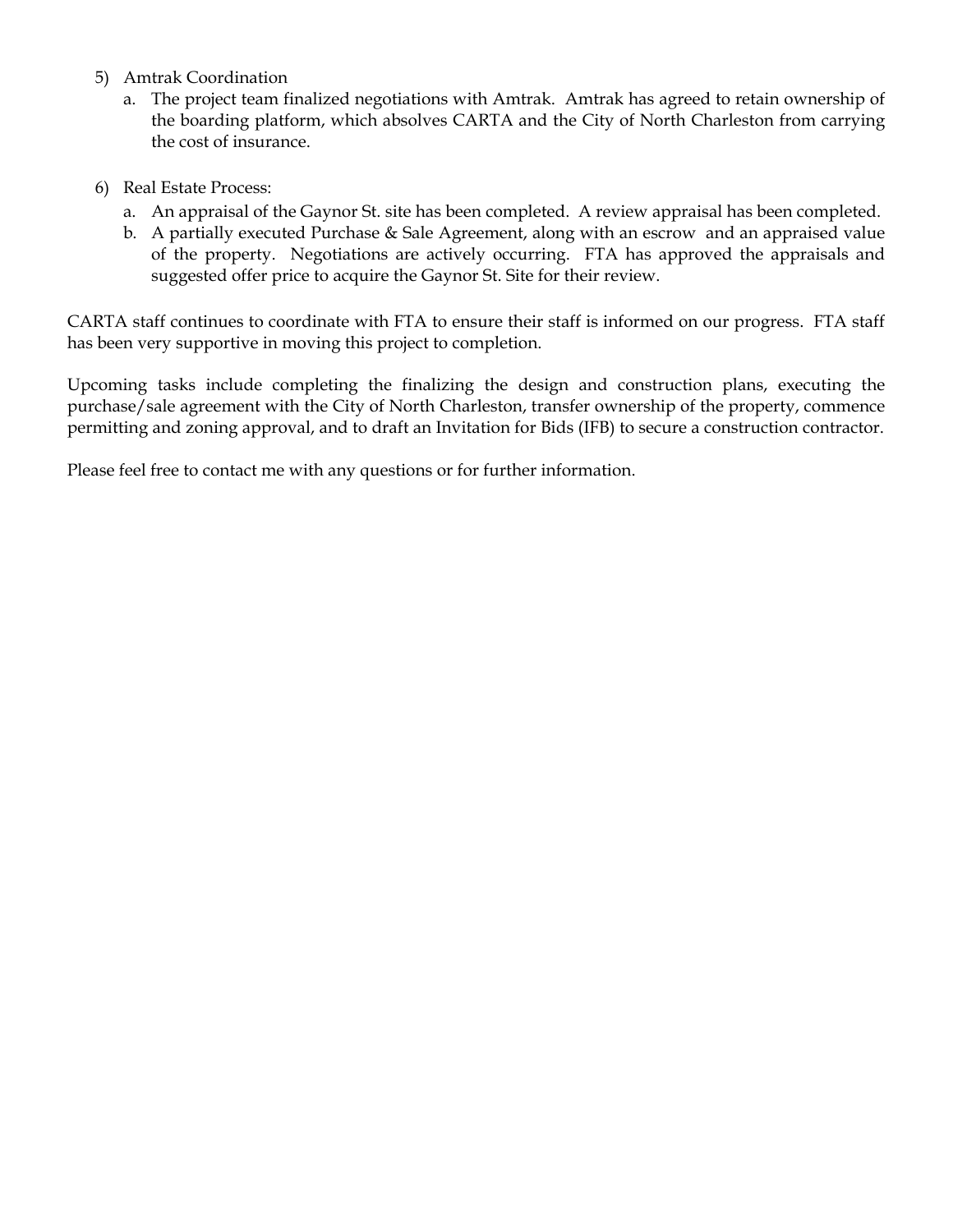5) Amtrak Coordination
   a. The project team finalized negotiations with Amtrak. Amtrak has agreed to retain ownership of the boarding platform, which absolves CARTA and the City of North Charleston from carrying the cost of insurance.

6) Real Estate Process:
   a. An appraisal of the Gaynor St. site has been completed. A review appraisal has been completed.
   b. A partially executed Purchase & Sale Agreement, along with an escrow and an appraised value of the property. Negotiations are actively occurring. FTA has approved the appraisals and suggested offer price to acquire the Gaynor St. Site for their review.

CARTA staff continues to coordinate with FTA to ensure their staff is informed on our progress. FTA staff has been very supportive in moving this project to completion.

Upcoming tasks include completing the finalizing the design and construction plans, executing the purchase/sale agreement with the City of North Charleston, transfer ownership of the property, commence permitting and zoning approval, and to draft an Invitation for Bids (IFB) to secure a construction contractor.

Please feel free to contact me with any questions or for further information.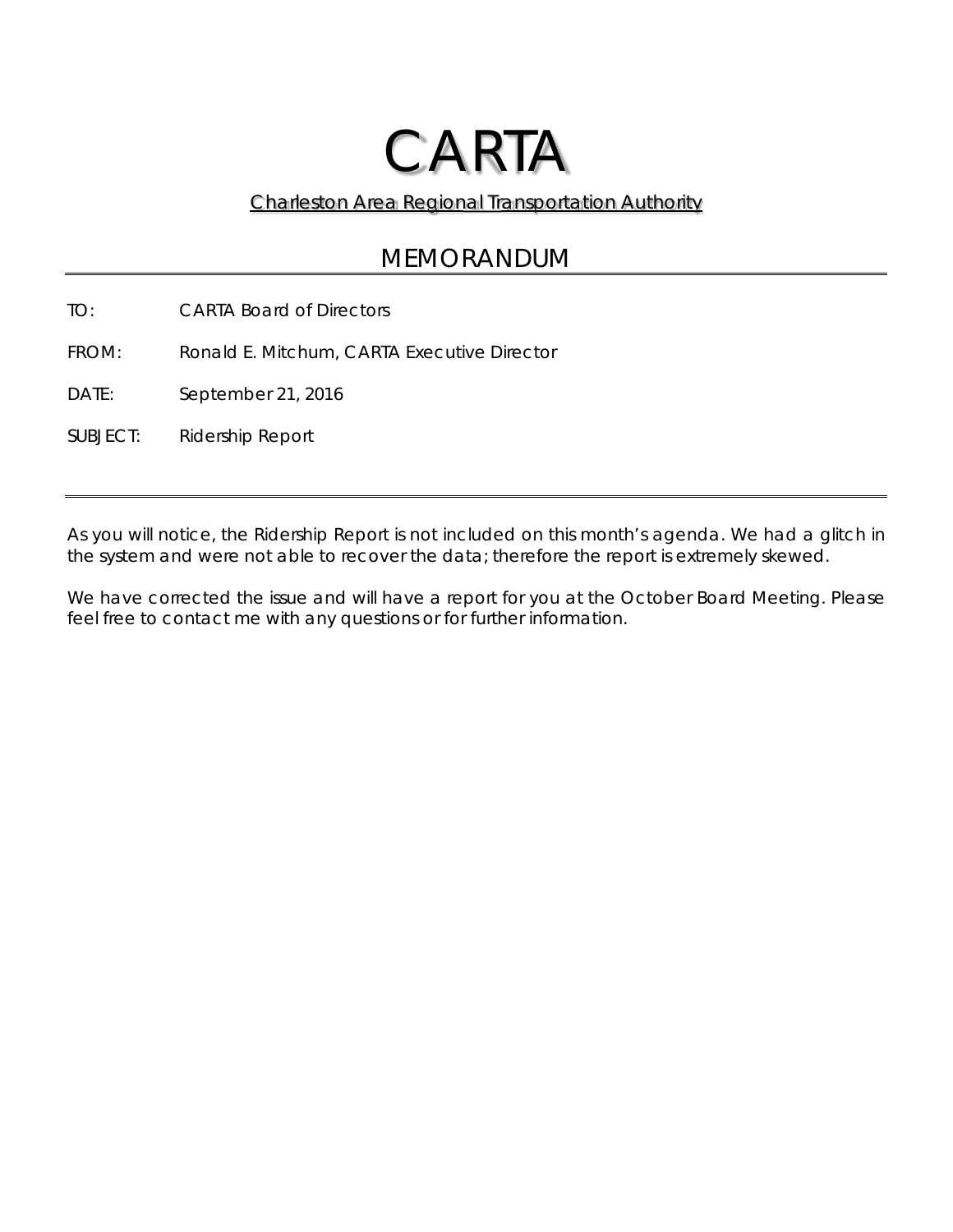# CARTA

Charleston Area Regional Transportation Authority

## MEMORANDUM

TO: CARTA Board of Directors

FROM: Ronald E. Mitchum, CARTA Executive Director

DATE: September 21, 2016

SUBJECT: Ridership Report

---

As you will notice, the Ridership Report is not included on this month's agenda. We had a glitch in the system and were not able to recover the data; therefore the report is extremely skewed.

We have corrected the issue and will have a report for you at the October Board Meeting. Please feel free to contact me with any questions or for further information.